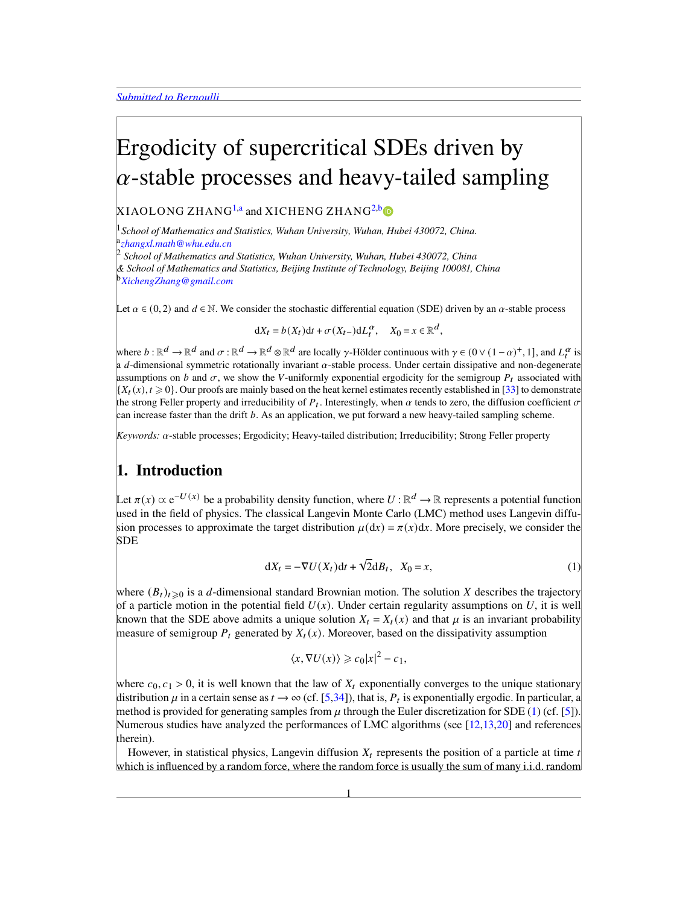# Ergodicity of supercritical SDEs driven by $\alpha$-stable processes and heavy-tailed sampling

XIAOLONG ZHANG[1,a] and XICHENG ZHANG[2,b]

[1] *School of Mathematics and Statistics, Wuhan University, Wuhan, Hubei 430072, China.*
[a] *zhangxl.math@whu.edu.cn*
[2] *School of Mathematics and Statistics, Wuhan University, Wuhan, Hubei 430072, China & School of Mathematics and Statistics, Beijing Institute of Technology, Beijing 100081, China*
[b] *XichengZhang@gmail.com*

Let $\alpha \in (0,2)$ and $d \in \mathbb{N}$. We consider the stochastic differential equation (SDE) driven by an $\alpha$-stable process

$$\mathrm{d}X_t = b(X_t)\mathrm{d}t + \sigma(X_{t-})\mathrm{d}L_t^\alpha, \quad X_0 = x \in \mathbb{R}^d,$$

where $b : \mathbb{R}^d \to \mathbb{R}^d$ and $\sigma : \mathbb{R}^d \to \mathbb{R}^d \otimes \mathbb{R}^d$ are locally $\gamma$-Hölder continuous with $\gamma \in (0 \vee (1-\alpha)^+, 1]$, and $L_t^\alpha$ is a $d$-dimensional symmetric rotationally invariant $\alpha$-stable process. Under certain dissipative and non-degenerate assumptions on $b$ and $\sigma$, we show the $V$-uniformly exponential ergodicity for the semigroup $P_t$ associated with $\{X_t(x), t \geqslant 0\}$. Our proofs are mainly based on the heat kernel estimates recently established in [33] to demonstrate the strong Feller property and irreducibility of $P_t$. Interestingly, when $\alpha$ tends to zero, the diffusion coefficient $\sigma$ can increase faster than the drift $b$. As an application, we put forward a new heavy-tailed sampling scheme.

*Keywords:* $\alpha$-stable processes; Ergodicity; Heavy-tailed distribution; Irreducibility; Strong Feller property

## 1. Introduction

Let $\pi(x) \propto \mathrm{e}^{-U(x)}$ be a probability density function, where $U : \mathbb{R}^d \to \mathbb{R}$ represents a potential function used in the field of physics. The classical Langevin Monte Carlo (LMC) method uses Langevin diffusion processes to approximate the target distribution $\mu(\mathrm{d}x) = \pi(x)\mathrm{d}x$. More precisely, we consider the SDE

$$\mathrm{d}X_t = -\nabla U(X_t)\mathrm{d}t + \sqrt{2}\mathrm{d}B_t, \quad X_0 = x, \tag{1}$$

where $(B_t)_{t\geqslant 0}$ is a $d$-dimensional standard Brownian motion. The solution $X$ describes the trajectory of a particle motion in the potential field $U(x)$. Under certain regularity assumptions on $U$, it is well known that the SDE above admits a unique solution $X_t = X_t(x)$ and that $\mu$ is an invariant probability measure of semigroup $P_t$ generated by $X_t(x)$. Moreover, based on the dissipativity assumption

$$\langle x, \nabla U(x)\rangle \geqslant c_0|x|^2 - c_1,$$

where $c_0, c_1 > 0$, it is well known that the law of $X_t$ exponentially converges to the unique stationary distribution $\mu$ in a certain sense as $t \to \infty$ (cf. [5,34]), that is, $P_t$ is exponentially ergodic. In particular, a method is provided for generating samples from $\mu$ through the Euler discretization for SDE (1) (cf. [5]). Numerous studies have analyzed the performances of LMC algorithms (see [12,13,20] and references therein).

However, in statistical physics, Langevin diffusion $X_t$ represents the position of a particle at time $t$ which is influenced by a random force, where the random force is usually the sum of many i.i.d. random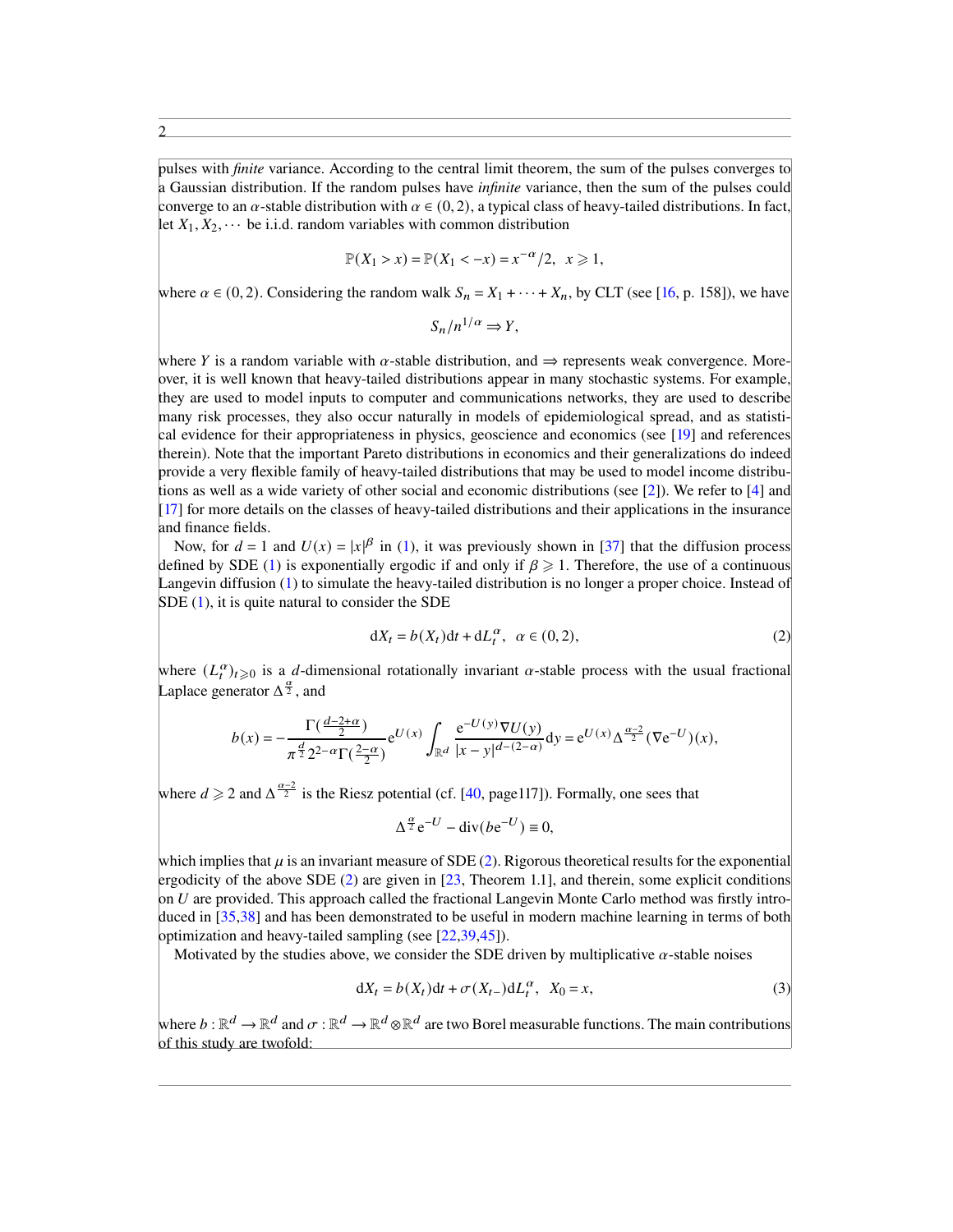pulses with *finite* variance. According to the central limit theorem, the sum of the pulses converges to a Gaussian distribution. If the random pulses have *infinite* variance, then the sum of the pulses could converge to an $\alpha$-stable distribution with $\alpha \in (0,2)$, a typical class of heavy-tailed distributions. In fact, let $X_1, X_2, \cdots$ be i.i.d. random variables with common distribution

$$\mathbb{P}(X_1 > x) = \mathbb{P}(X_1 < -x) = x^{-\alpha}/2, \quad x \geqslant 1,$$

where $\alpha \in (0,2)$. Considering the random walk $S_n = X_1 + \cdots + X_n$, by CLT (see [16, p. 158]), we have

$$S_n / n^{1/\alpha} \Rightarrow Y,$$

where $Y$ is a random variable with $\alpha$-stable distribution, and $\Rightarrow$ represents weak convergence. Moreover, it is well known that heavy-tailed distributions appear in many stochastic systems. For example, they are used to model inputs to computer and communications networks, they are used to describe many risk processes, they also occur naturally in models of epidemiological spread, and as statistical evidence for their appropriateness in physics, geoscience and economics (see [19] and references therein). Note that the important Pareto distributions in economics and their generalizations do indeed provide a very flexible family of heavy-tailed distributions that may be used to model income distributions as well as a wide variety of other social and economic distributions (see [2]). We refer to [4] and [17] for more details on the classes of heavy-tailed distributions and their applications in the insurance and finance fields.

Now, for $d = 1$ and $U(x) = |x|^\beta$ in (1), it was previously shown in [37] that the diffusion process defined by SDE (1) is exponentially ergodic if and only if $\beta \geqslant 1$. Therefore, the use of a continuous Langevin diffusion (1) to simulate the heavy-tailed distribution is no longer a proper choice. Instead of SDE (1), it is quite natural to consider the SDE

$$\mathrm{d}X_t = b(X_t)\mathrm{d}t + \mathrm{d}L_t^\alpha, \quad \alpha \in (0,2), \tag{2}$$

where $(L_t^\alpha)_{t\geqslant 0}$ is a $d$-dimensional rotationally invariant $\alpha$-stable process with the usual fractional Laplace generator $\Delta^{\frac{\alpha}{2}}$, and

$$b(x) = -\frac{\Gamma(\frac{d-2+\alpha}{2})}{\pi^{\frac{d}{2}} 2^{2-\alpha} \Gamma(\frac{2-\alpha}{2})} \mathrm{e}^{U(x)} \int_{\mathbb{R}^d} \frac{\mathrm{e}^{-U(y)} \nabla U(y)}{|x-y|^{d-(2-\alpha)}} \mathrm{d}y = \mathrm{e}^{U(x)} \Delta^{\frac{\alpha-2}{2}} (\nabla \mathrm{e}^{-U})(x),$$

where $d \geqslant 2$ and $\Delta^{\frac{\alpha-2}{2}}$ is the Riesz potential (cf. [40, page117]). Formally, one sees that

$$\Delta^{\frac{\alpha}{2}} \mathrm{e}^{-U} - \mathrm{div}(b \mathrm{e}^{-U}) \equiv 0,$$

which implies that $\mu$ is an invariant measure of SDE (2). Rigorous theoretical results for the exponential ergodicity of the above SDE (2) are given in [23, Theorem 1.1], and therein, some explicit conditions on $U$ are provided. This approach called the fractional Langevin Monte Carlo method was firstly introduced in [35,38] and has been demonstrated to be useful in modern machine learning in terms of both optimization and heavy-tailed sampling (see [22,39,45]).

Motivated by the studies above, we consider the SDE driven by multiplicative $\alpha$-stable noises

$$\mathrm{d}X_t = b(X_t)\mathrm{d}t + \sigma(X_{t-})\mathrm{d}L_t^\alpha, \quad X_0 = x, \tag{3}$$

where $b : \mathbb{R}^d \to \mathbb{R}^d$ and $\sigma : \mathbb{R}^d \to \mathbb{R}^d \otimes \mathbb{R}^d$ are two Borel measurable functions. The main contributions of this study are twofold: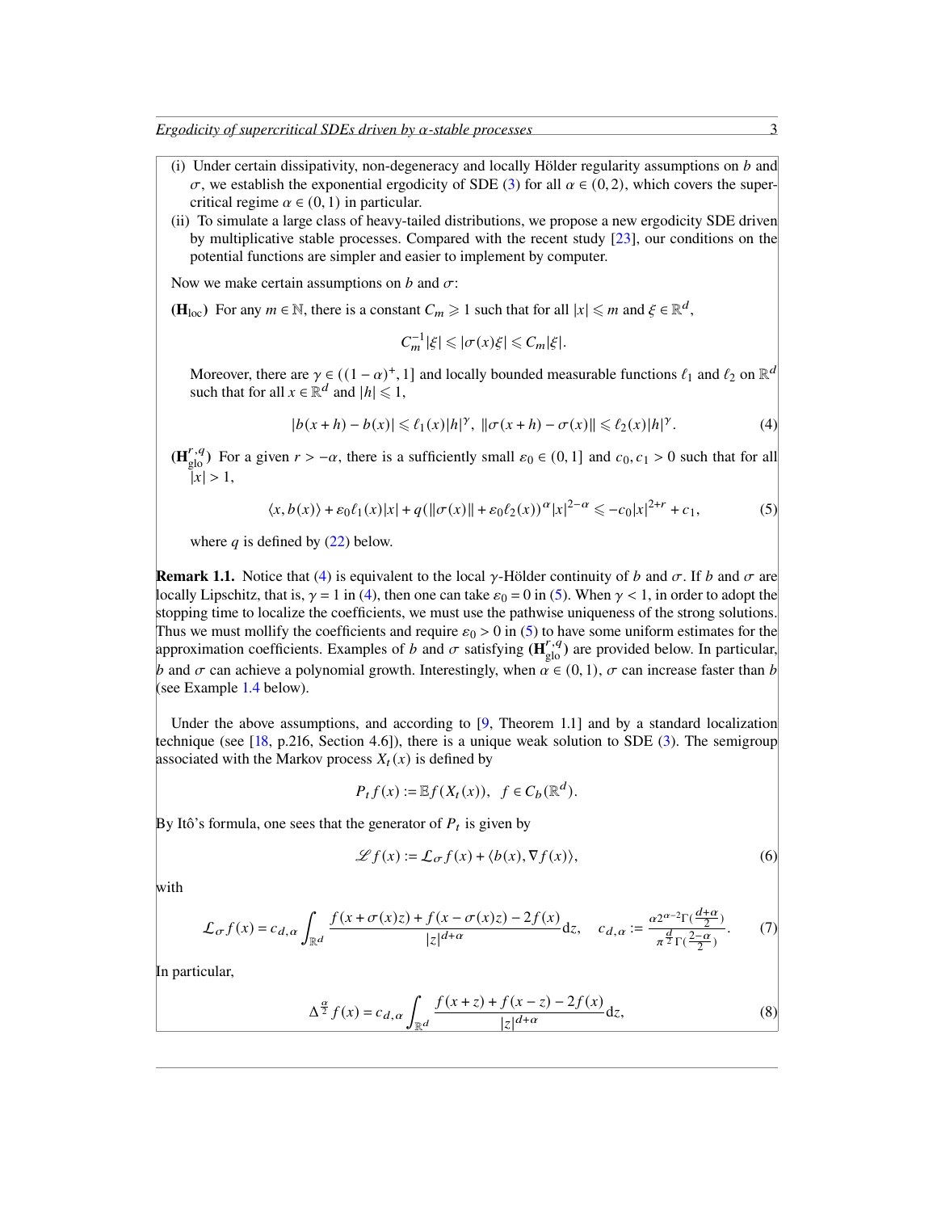(i) Under certain dissipativity, non-degeneracy and locally Hölder regularity assumptions on $b$ and $\sigma$, we establish the exponential ergodicity of SDE (3) for all $\alpha \in (0,2)$, which covers the supercritical regime $\alpha \in (0,1)$ in particular.

(ii) To simulate a large class of heavy-tailed distributions, we propose a new ergodicity SDE driven by multiplicative stable processes. Compared with the recent study [23], our conditions on the potential functions are simpler and easier to implement by computer.

Now we make certain assumptions on $b$ and $\sigma$:

**($\mathbf{H}_{\rm loc}$)** For any $m \in \mathbb{N}$, there is a constant $C_m \geqslant 1$ such that for all $|x| \leqslant m$ and $\xi \in \mathbb{R}^d$,

$$C_m^{-1}|\xi| \leqslant |\sigma(x)\xi| \leqslant C_m|\xi|.$$

Moreover, there are $\gamma \in ((1-\alpha)^+, 1]$ and locally bounded measurable functions $\ell_1$ and $\ell_2$ on $\mathbb{R}^d$ such that for all $x \in \mathbb{R}^d$ and $|h| \leqslant 1$,

$$|b(x+h) - b(x)| \leqslant \ell_1(x)|h|^\gamma, \;\; \|\sigma(x+h) - \sigma(x)\| \leqslant \ell_2(x)|h|^\gamma. \tag{4}$$

**($\mathbf{H}^{r,q}_{\rm glo}$)** For a given $r > -\alpha$, there is a sufficiently small $\varepsilon_0 \in (0,1]$ and $c_0, c_1 > 0$ such that for all $|x| > 1$,

$$\langle x, b(x)\rangle + \varepsilon_0 \ell_1(x)|x| + q(\|\sigma(x)\| + \varepsilon_0 \ell_2(x))^\alpha |x|^{2-\alpha} \leqslant -c_0|x|^{2+r} + c_1, \tag{5}$$

where $q$ is defined by (22) below.

**Remark 1.1.** Notice that (4) is equivalent to the local $\gamma$-Hölder continuity of $b$ and $\sigma$. If $b$ and $\sigma$ are locally Lipschitz, that is, $\gamma = 1$ in (4), then one can take $\varepsilon_0 = 0$ in (5). When $\gamma < 1$, in order to adopt the stopping time to localize the coefficients, we must use the pathwise uniqueness of the strong solutions. Thus we must mollify the coefficients and require $\varepsilon_0 > 0$ in (5) to have some uniform estimates for the approximation coefficients. Examples of $b$ and $\sigma$ satisfying ($\mathbf{H}^{r,q}_{\rm glo}$) are provided below. In particular, $b$ and $\sigma$ can achieve a polynomial growth. Interestingly, when $\alpha \in (0,1)$, $\sigma$ can increase faster than $b$ (see Example 1.4 below).

Under the above assumptions, and according to [9, Theorem 1.1] and by a standard localization technique (see [18, p.216, Section 4.6]), there is a unique weak solution to SDE (3). The semigroup associated with the Markov process $X_t(x)$ is defined by

$$P_t f(x) := \mathbb{E} f(X_t(x)), \;\; f \in C_b(\mathbb{R}^d).$$

By Itô's formula, one sees that the generator of $P_t$ is given by

$$\mathscr{L} f(x) := \mathcal{L}_\sigma f(x) + \langle b(x), \nabla f(x)\rangle, \tag{6}$$

with

$$\mathcal{L}_\sigma f(x) = c_{d,\alpha} \int_{\mathbb{R}^d} \frac{f(x+\sigma(x)z) + f(x-\sigma(x)z) - 2f(x)}{|z|^{d+\alpha}} {\rm d}z, \quad c_{d,\alpha} := \frac{\alpha 2^{\alpha-2}\Gamma(\frac{d+\alpha}{2})}{\pi^{\frac{d}{2}}\Gamma(\frac{2-\alpha}{2})}. \tag{7}$$

In particular,

$$\Delta^{\frac{\alpha}{2}} f(x) = c_{d,\alpha} \int_{\mathbb{R}^d} \frac{f(x+z) + f(x-z) - 2f(x)}{|z|^{d+\alpha}} {\rm d}z, \tag{8}$$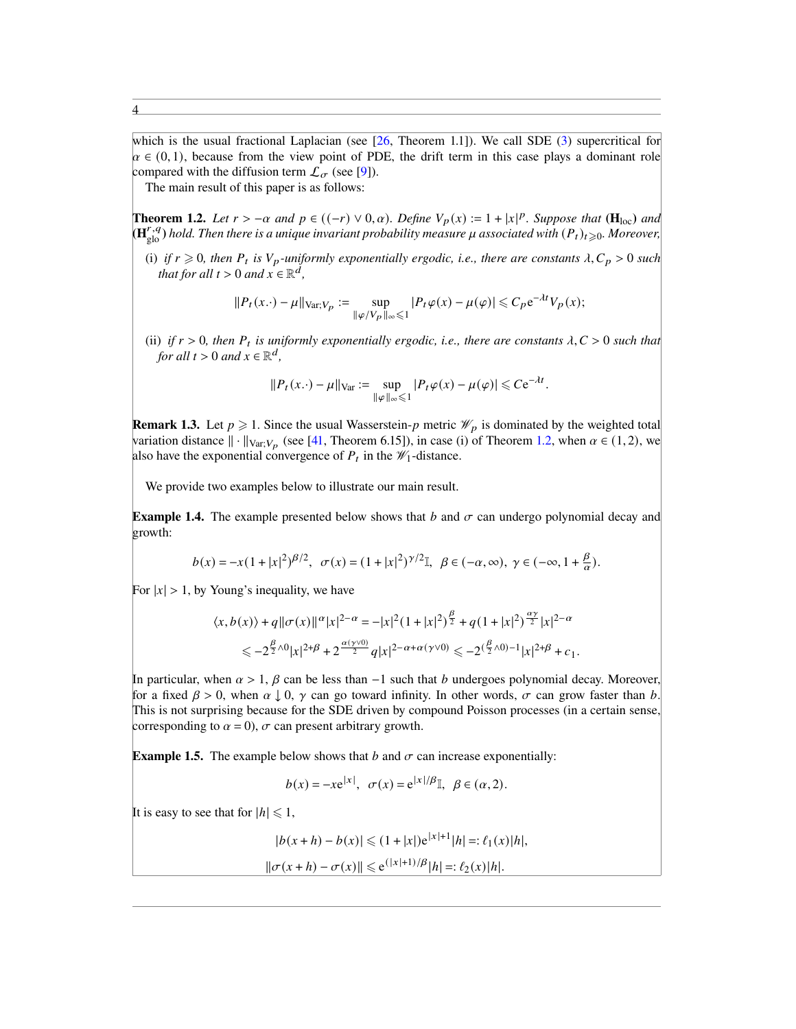which is the usual fractional Laplacian (see [26, Theorem 1.1]). We call SDE (3) supercritical for $\alpha \in (0,1)$, because from the view point of PDE, the drift term in this case plays a dominant role compared with the diffusion term $\mathcal{L}_\sigma$ (see [9]).

The main result of this paper is as follows:

**Theorem 1.2.** *Let $r > -\alpha$ and $p \in ((-r) \vee 0, \alpha)$. Define $V_p(x) := 1 + |x|^p$. Suppose that* $(\mathbf{H}_{\mathrm{loc}})$ *and* $(\mathbf{H}^{r,q}_{\mathrm{glo}})$ *hold. Then there is a unique invariant probability measure $\mu$ associated with $(P_t)_{t \geqslant 0}$. Moreover,*

(i) *if $r \geqslant 0$, then $P_t$ is $V_p$-uniformly exponentially ergodic, i.e., there are constants $\lambda, C_p > 0$ such that for all $t > 0$ and $x \in \mathbb{R}^d$,*

$$\|P_t(x.\cdot) - \mu\|_{\mathrm{Var};V_p} := \sup_{\|\varphi/V_p\|_\infty \leqslant 1} |P_t\varphi(x) - \mu(\varphi)| \leqslant C_p \mathrm{e}^{-\lambda t} V_p(x);$$

(ii) *if $r > 0$, then $P_t$ is uniformly exponentially ergodic, i.e., there are constants $\lambda, C > 0$ such that for all $t > 0$ and $x \in \mathbb{R}^d$,*

$$\|P_t(x.\cdot) - \mu\|_{\mathrm{Var}} := \sup_{\|\varphi\|_\infty \leqslant 1} |P_t\varphi(x) - \mu(\varphi)| \leqslant C \mathrm{e}^{-\lambda t}.$$

**Remark 1.3.** Let $p \geqslant 1$. Since the usual Wasserstein-$p$ metric $\mathscr{W}_p$ is dominated by the weighted total variation distance $\|\cdot\|_{\mathrm{Var};V_p}$ (see [41, Theorem 6.15]), in case (i) of Theorem 1.2, when $\alpha \in (1,2)$, we also have the exponential convergence of $P_t$ in the $\mathscr{W}_1$-distance.

We provide two examples below to illustrate our main result.

**Example 1.4.** The example presented below shows that $b$ and $\sigma$ can undergo polynomial decay and growth:

$$b(x) = -x(1 + |x|^2)^{\beta/2}, \;\; \sigma(x) = (1 + |x|^2)^{\gamma/2}\mathbb{I}, \;\; \beta \in (-\alpha, \infty), \;\; \gamma \in (-\infty, 1 + \tfrac{\beta}{\alpha}).$$

For $|x| > 1$, by Young's inequality, we have

$$\begin{aligned}
\langle x, b(x)\rangle + q\|\sigma(x)\|^\alpha |x|^{2-\alpha} &= -|x|^2(1 + |x|^2)^{\frac{\beta}{2}} + q(1 + |x|^2)^{\frac{\alpha\gamma}{2}}|x|^{2-\alpha} \\
&\leqslant -2^{\frac{\beta}{2}\wedge 0}|x|^{2+\beta} + 2^{\frac{\alpha(\gamma\vee 0)}{2}} q|x|^{2-\alpha+\alpha(\gamma\vee 0)} \leqslant -2^{(\frac{\beta}{2}\wedge 0)-1}|x|^{2+\beta} + c_1.
\end{aligned}$$

In particular, when $\alpha > 1$, $\beta$ can be less than $-1$ such that $b$ undergoes polynomial decay. Moreover, for a fixed $\beta > 0$, when $\alpha \downarrow 0$, $\gamma$ can go toward infinity. In other words, $\sigma$ can grow faster than $b$. This is not surprising because for the SDE driven by compound Poisson processes (in a certain sense, corresponding to $\alpha = 0$), $\sigma$ can present arbitrary growth.

**Example 1.5.** The example below shows that $b$ and $\sigma$ can increase exponentially:

$$b(x) = -x\mathrm{e}^{|x|}, \;\; \sigma(x) = \mathrm{e}^{|x|/\beta}\mathbb{I}, \;\; \beta \in (\alpha, 2).$$

It is easy to see that for $|h| \leqslant 1$,

$$|b(x+h) - b(x)| \leqslant (1 + |x|)\mathrm{e}^{|x|+1}|h| =: \ell_1(x)|h|,$$

$$\|\sigma(x+h) - \sigma(x)\| \leqslant \mathrm{e}^{(|x|+1)/\beta}|h| =: \ell_2(x)|h|.$$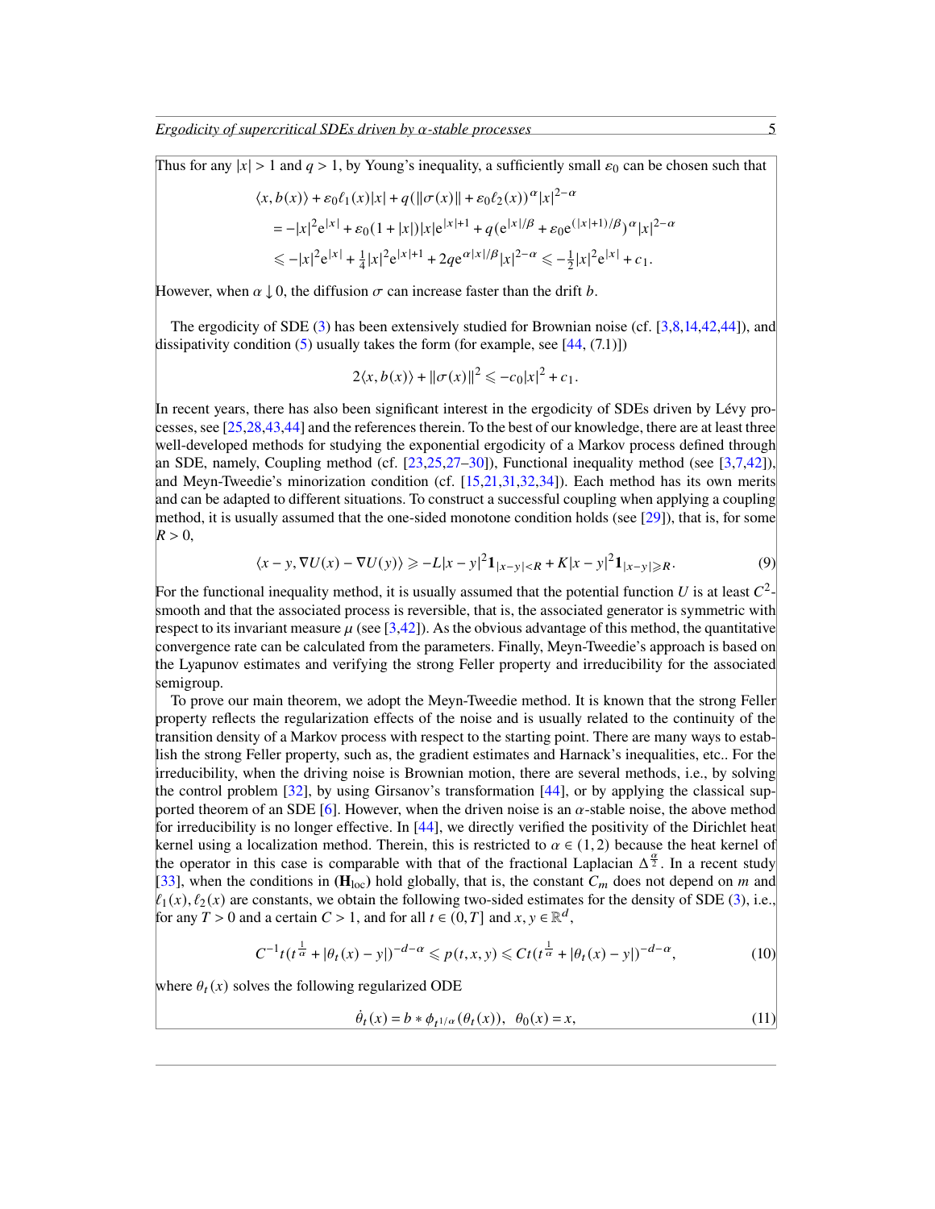Thus for any $|x| > 1$ and $q > 1$, by Young's inequality, a sufficiently small $\varepsilon_0$ can be chosen such that

$$
\begin{aligned}
&\langle x, b(x)\rangle + \varepsilon_0 \ell_1(x)|x| + q(\|\sigma(x)\| + \varepsilon_0 \ell_2(x))^\alpha |x|^{2-\alpha} \\
&\quad = -|x|^2 \mathrm{e}^{|x|} + \varepsilon_0(1+|x|)|x|\mathrm{e}^{|x|+1} + q(\mathrm{e}^{|x|/\beta} + \varepsilon_0 \mathrm{e}^{(|x|+1)/\beta})^\alpha |x|^{2-\alpha} \\
&\quad \leqslant -|x|^2 \mathrm{e}^{|x|} + \tfrac{1}{4}|x|^2 \mathrm{e}^{|x|+1} + 2q\mathrm{e}^{\alpha|x|/\beta}|x|^{2-\alpha} \leqslant -\tfrac{1}{2}|x|^2 \mathrm{e}^{|x|} + c_1.
\end{aligned}
$$

However, when $\alpha \downarrow 0$, the diffusion $\sigma$ can increase faster than the drift $b$.

The ergodicity of SDE (3) has been extensively studied for Brownian noise (cf. [3,8,14,42,44]), and dissipativity condition (5) usually takes the form (for example, see [44, (7.1)])

$$
2\langle x, b(x)\rangle + \|\sigma(x)\|^2 \leqslant -c_0|x|^2 + c_1.
$$

In recent years, there has also been significant interest in the ergodicity of SDEs driven by Lévy processes, see [25,28,43,44] and the references therein. To the best of our knowledge, there are at least three well-developed methods for studying the exponential ergodicity of a Markov process defined through an SDE, namely, Coupling method (cf. [23,25,27–30]), Functional inequality method (see [3,7,42]), and Meyn-Tweedie's minorization condition (cf. [15,21,31,32,34]). Each method has its own merits and can be adapted to different situations. To construct a successful coupling when applying a coupling method, it is usually assumed that the one-sided monotone condition holds (see [29]), that is, for some $R > 0$,

$$
\langle x - y, \nabla U(x) - \nabla U(y)\rangle \geqslant -L|x-y|^2 \mathbf{1}_{|x-y|<R} + K|x-y|^2 \mathbf{1}_{|x-y|\geqslant R}. \tag{9}
$$

For the functional inequality method, it is usually assumed that the potential function $U$ is at least $C^2$-smooth and that the associated process is reversible, that is, the associated generator is symmetric with respect to its invariant measure $\mu$ (see [3,42]). As the obvious advantage of this method, the quantitative convergence rate can be calculated from the parameters. Finally, Meyn-Tweedie's approach is based on the Lyapunov estimates and verifying the strong Feller property and irreducibility for the associated semigroup.

To prove our main theorem, we adopt the Meyn-Tweedie method. It is known that the strong Feller property reflects the regularization effects of the noise and is usually related to the continuity of the transition density of a Markov process with respect to the starting point. There are many ways to establish the strong Feller property, such as, the gradient estimates and Harnack's inequalities, etc.. For the irreducibility, when the driving noise is Brownian motion, there are several methods, i.e., by solving the control problem [32], by using Girsanov's transformation [44], or by applying the classical supported theorem of an SDE [6]. However, when the driven noise is an $\alpha$-stable noise, the above method for irreducibility is no longer effective. In [44], we directly verified the positivity of the Dirichlet heat kernel using a localization method. Therein, this is restricted to $\alpha \in (1,2)$ because the heat kernel of the operator in this case is comparable with that of the fractional Laplacian $\Delta^{\frac{\alpha}{2}}$. In a recent study [33], when the conditions in **(H**$_{\rm loc}$**)** hold globally, that is, the constant $C_m$ does not depend on $m$ and $\ell_1(x), \ell_2(x)$ are constants, we obtain the following two-sided estimates for the density of SDE (3), i.e., for any $T > 0$ and a certain $C > 1$, and for all $t \in (0,T]$ and $x, y \in \mathbb{R}^d$,

$$
C^{-1} t(t^{\frac{1}{\alpha}} + |\theta_t(x) - y|)^{-d-\alpha} \leqslant p(t,x,y) \leqslant Ct(t^{\frac{1}{\alpha}} + |\theta_t(x) - y|)^{-d-\alpha}, \tag{10}
$$

where $\theta_t(x)$ solves the following regularized ODE

$$
\dot{\theta}_t(x) = b * \phi_{t^{1/\alpha}}(\theta_t(x)), \quad \theta_0(x) = x, \tag{11}
$$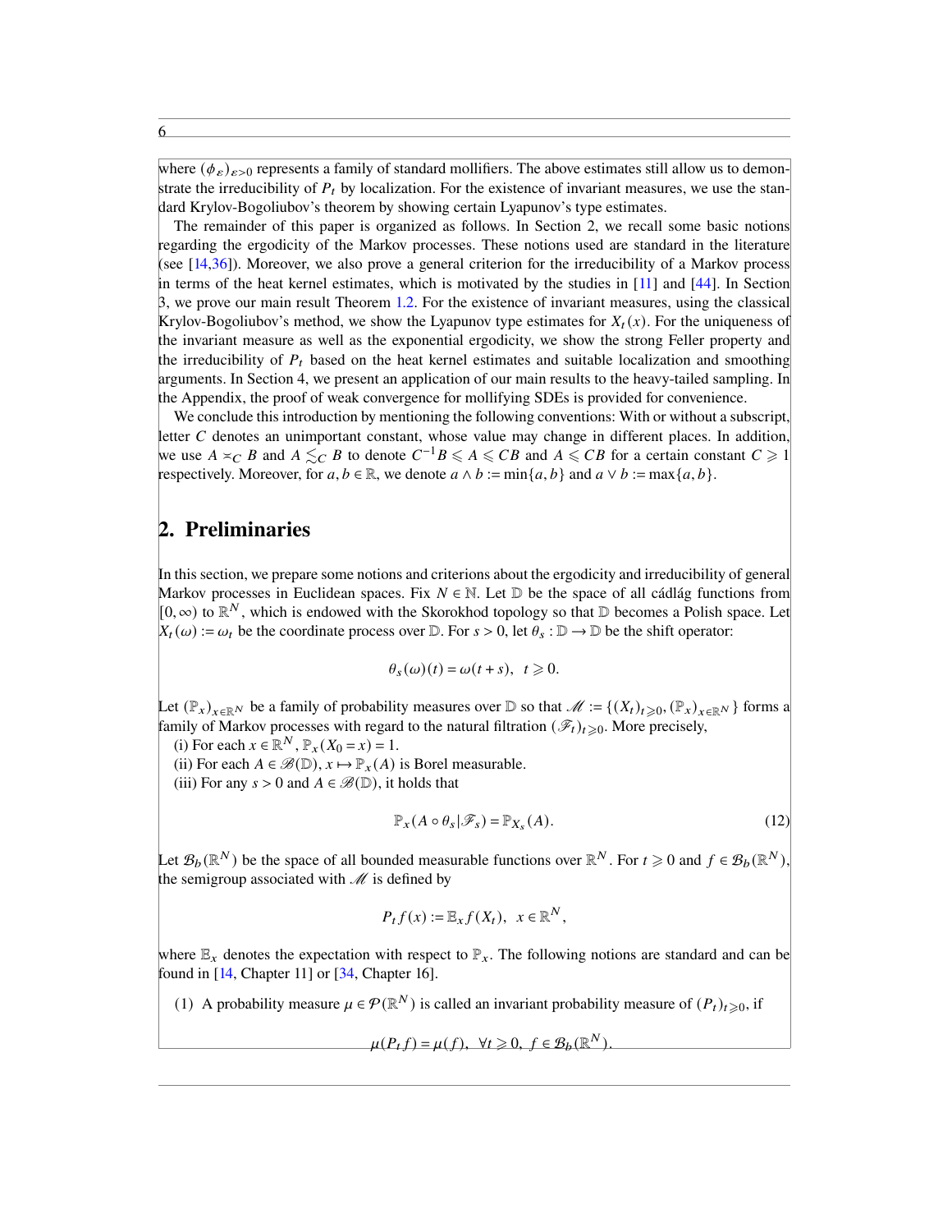where $(\phi_\varepsilon)_{\varepsilon>0}$ represents a family of standard mollifiers. The above estimates still allow us to demonstrate the irreducibility of $P_t$ by localization. For the existence of invariant measures, we use the standard Krylov-Bogoliubov's theorem by showing certain Lyapunov's type estimates.

The remainder of this paper is organized as follows. In Section 2, we recall some basic notions regarding the ergodicity of the Markov processes. These notions used are standard in the literature (see [14,36]). Moreover, we also prove a general criterion for the irreducibility of a Markov process in terms of the heat kernel estimates, which is motivated by the studies in [11] and [44]. In Section 3, we prove our main result Theorem 1.2. For the existence of invariant measures, using the classical Krylov-Bogoliubov's method, we show the Lyapunov type estimates for $X_t(x)$. For the uniqueness of the invariant measure as well as the exponential ergodicity, we show the strong Feller property and the irreducibility of $P_t$ based on the heat kernel estimates and suitable localization and smoothing arguments. In Section 4, we present an application of our main results to the heavy-tailed sampling. In the Appendix, the proof of weak convergence for mollifying SDEs is provided for convenience.

We conclude this introduction by mentioning the following conventions: With or without a subscript, letter $C$ denotes an unimportant constant, whose value may change in different places. In addition, we use $A \asymp_C B$ and $A \lesssim_C B$ to denote $C^{-1}B \leqslant A \leqslant CB$ and $A \leqslant CB$ for a certain constant $C \geqslant 1$ respectively. Moreover, for $a, b \in \mathbb{R}$, we denote $a \wedge b := \min\{a, b\}$ and $a \vee b := \max\{a, b\}$.

## 2. Preliminaries

In this section, we prepare some notions and criterions about the ergodicity and irreducibility of general Markov processes in Euclidean spaces. Fix $N \in \mathbb{N}$. Let $\mathbb{D}$ be the space of all cádlág functions from $[0, \infty)$ to $\mathbb{R}^N$, which is endowed with the Skorokhod topology so that $\mathbb{D}$ becomes a Polish space. Let $X_t(\omega) := \omega_t$ be the coordinate process over $\mathbb{D}$. For $s > 0$, let $\theta_s : \mathbb{D} \to \mathbb{D}$ be the shift operator:

$$\theta_s(\omega)(t) = \omega(t+s), \quad t \geqslant 0.$$

Let $(\mathbb{P}_x)_{x\in\mathbb{R}^N}$ be a family of probability measures over $\mathbb{D}$ so that $\mathscr{M} := \{(X_t)_{t\geqslant 0}, (\mathbb{P}_x)_{x\in\mathbb{R}^N}\}$ forms a family of Markov processes with regard to the natural filtration $(\mathscr{F}_t)_{t\geqslant 0}$. More precisely,

(i) For each $x \in \mathbb{R}^N$, $\mathbb{P}_x(X_0 = x) = 1$.

(ii) For each $A \in \mathscr{B}(\mathbb{D})$, $x \mapsto \mathbb{P}_x(A)$ is Borel measurable.

(iii) For any $s > 0$ and $A \in \mathscr{B}(\mathbb{D})$, it holds that

$$\mathbb{P}_x(A \circ \theta_s | \mathscr{F}_s) = \mathbb{P}_{X_s}(A). \tag{12}$$

Let $\mathcal{B}_b(\mathbb{R}^N)$ be the space of all bounded measurable functions over $\mathbb{R}^N$. For $t \geqslant 0$ and $f \in \mathcal{B}_b(\mathbb{R}^N)$, the semigroup associated with $\mathscr{M}$ is defined by

$$P_t f(x) := \mathbb{E}_x f(X_t), \quad x \in \mathbb{R}^N,$$

where $\mathbb{E}_x$ denotes the expectation with respect to $\mathbb{P}_x$. The following notions are standard and can be found in [14, Chapter 11] or [34, Chapter 16].

(1) A probability measure $\mu \in \mathcal{P}(\mathbb{R}^N)$ is called an invariant probability measure of $(P_t)_{t\geqslant 0}$, if

$$\mu(P_t f) = \mu(f), \quad \forall t \geqslant 0, \ f \in \mathcal{B}_b(\mathbb{R}^N).$$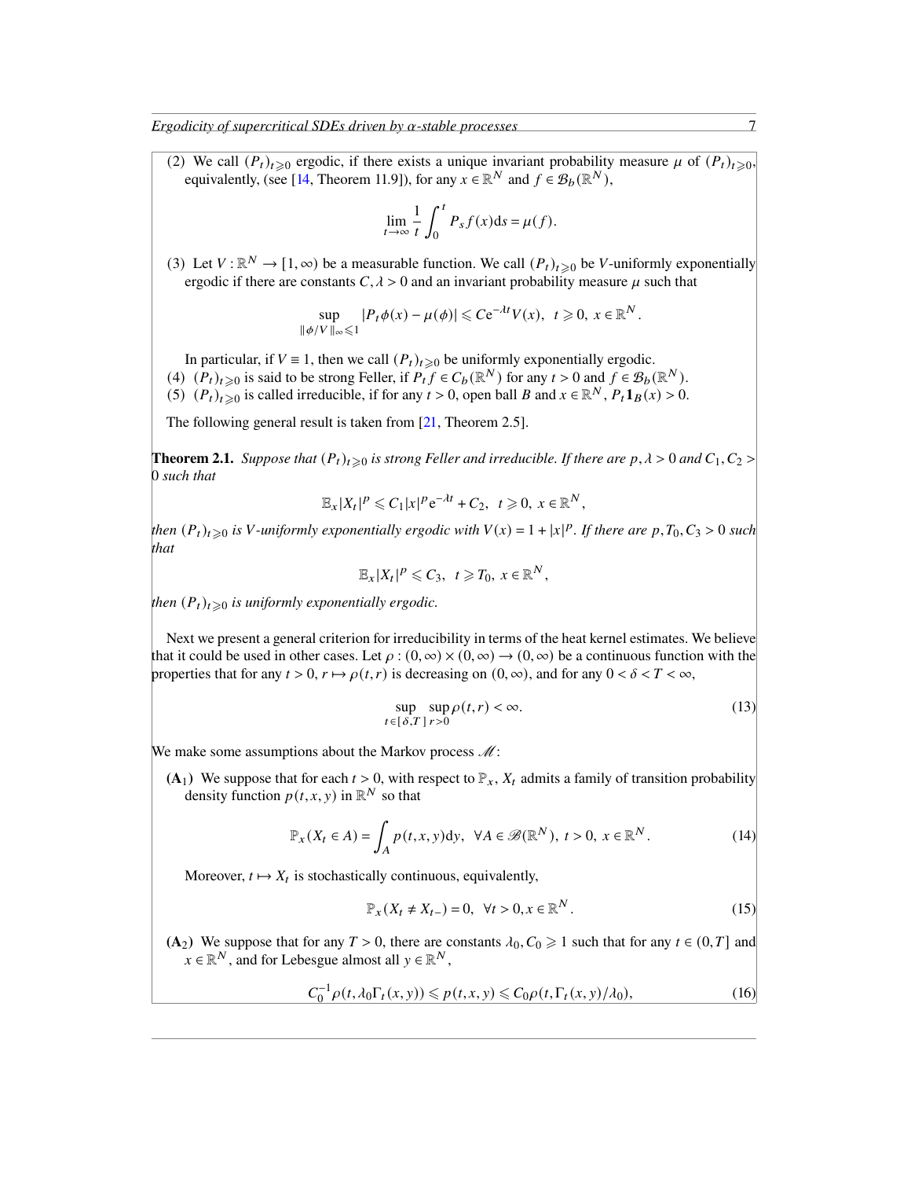(2) We call $(P_t)_{t\geqslant 0}$ ergodic, if there exists a unique invariant probability measure $\mu$ of $(P_t)_{t\geqslant 0}$, equivalently, (see [14, Theorem 11.9]), for any $x\in\mathbb{R}^N$ and $f\in\mathcal{B}_b(\mathbb{R}^N)$,

$$\lim_{t\to\infty}\frac{1}{t}\int_0^t P_s f(x)\mathrm{d}s=\mu(f).$$

(3) Let $V:\mathbb{R}^N\to[1,\infty)$ be a measurable function. We call $(P_t)_{t\geqslant 0}$ be $V$-uniformly exponentially ergodic if there are constants $C,\lambda>0$ and an invariant probability measure $\mu$ such that

$$\sup_{\|\phi/V\|_\infty\leqslant 1}|P_t\phi(x)-\mu(\phi)|\leqslant C\mathrm{e}^{-\lambda t}V(x),\ \ t\geqslant 0,\ x\in\mathbb{R}^N.$$

In particular, if $V\equiv 1$, then we call $(P_t)_{t\geqslant 0}$ be uniformly exponentially ergodic.

(4) $(P_t)_{t\geqslant 0}$ is said to be strong Feller, if $P_tf\in C_b(\mathbb{R}^N)$ for any $t>0$ and $f\in\mathcal{B}_b(\mathbb{R}^N)$.

(5) $(P_t)_{t\geqslant 0}$ is called irreducible, if for any $t>0$, open ball $B$ and $x\in\mathbb{R}^N$, $P_t\mathbf{1}_B(x)>0$.

The following general result is taken from [21, Theorem 2.5].

**Theorem 2.1.** *Suppose that $(P_t)_{t\geqslant 0}$ is strong Feller and irreducible. If there are $p,\lambda>0$ and $C_1,C_2>0$ such that*

$$\mathbb{E}_x|X_t|^p\leqslant C_1|x|^p\mathrm{e}^{-\lambda t}+C_2,\ \ t\geqslant 0,\ x\in\mathbb{R}^N,$$

*then $(P_t)_{t\geqslant 0}$ is $V$-uniformly exponentially ergodic with $V(x)=1+|x|^p$. If there are $p,T_0,C_3>0$ such that*

$$\mathbb{E}_x|X_t|^p\leqslant C_3,\ \ t\geqslant T_0,\ x\in\mathbb{R}^N,$$

*then $(P_t)_{t\geqslant 0}$ is uniformly exponentially ergodic.*

Next we present a general criterion for irreducibility in terms of the heat kernel estimates. We believe that it could be used in other cases. Let $\rho:(0,\infty)\times(0,\infty)\to(0,\infty)$ be a continuous function with the properties that for any $t>0$, $r\mapsto\rho(t,r)$ is decreasing on $(0,\infty)$, and for any $0<\delta<T<\infty$,

$$\sup_{t\in[\delta,T]}\sup_{r>0}\rho(t,r)<\infty. \tag{13}$$

We make some assumptions about the Markov process $\mathscr{M}$:

**(A$_1$)** We suppose that for each $t>0$, with respect to $\mathbb{P}_x$, $X_t$ admits a family of transition probability density function $p(t,x,y)$ in $\mathbb{R}^N$ so that

$$\mathbb{P}_x(X_t\in A)=\int_A p(t,x,y)\mathrm{d}y,\ \ \forall A\in\mathscr{B}(\mathbb{R}^N),\ t>0,\ x\in\mathbb{R}^N. \tag{14}$$

Moreover, $t\mapsto X_t$ is stochastically continuous, equivalently,

$$\mathbb{P}_x(X_t\neq X_{t-})=0,\ \ \forall t>0,x\in\mathbb{R}^N. \tag{15}$$

**(A$_2$)** We suppose that for any $T>0$, there are constants $\lambda_0,C_0\geqslant 1$ such that for any $t\in(0,T]$ and $x\in\mathbb{R}^N$, and for Lebesgue almost all $y\in\mathbb{R}^N$,

$$C_0^{-1}\rho(t,\lambda_0\Gamma_t(x,y))\leqslant p(t,x,y)\leqslant C_0\rho(t,\Gamma_t(x,y)/\lambda_0), \tag{16}$$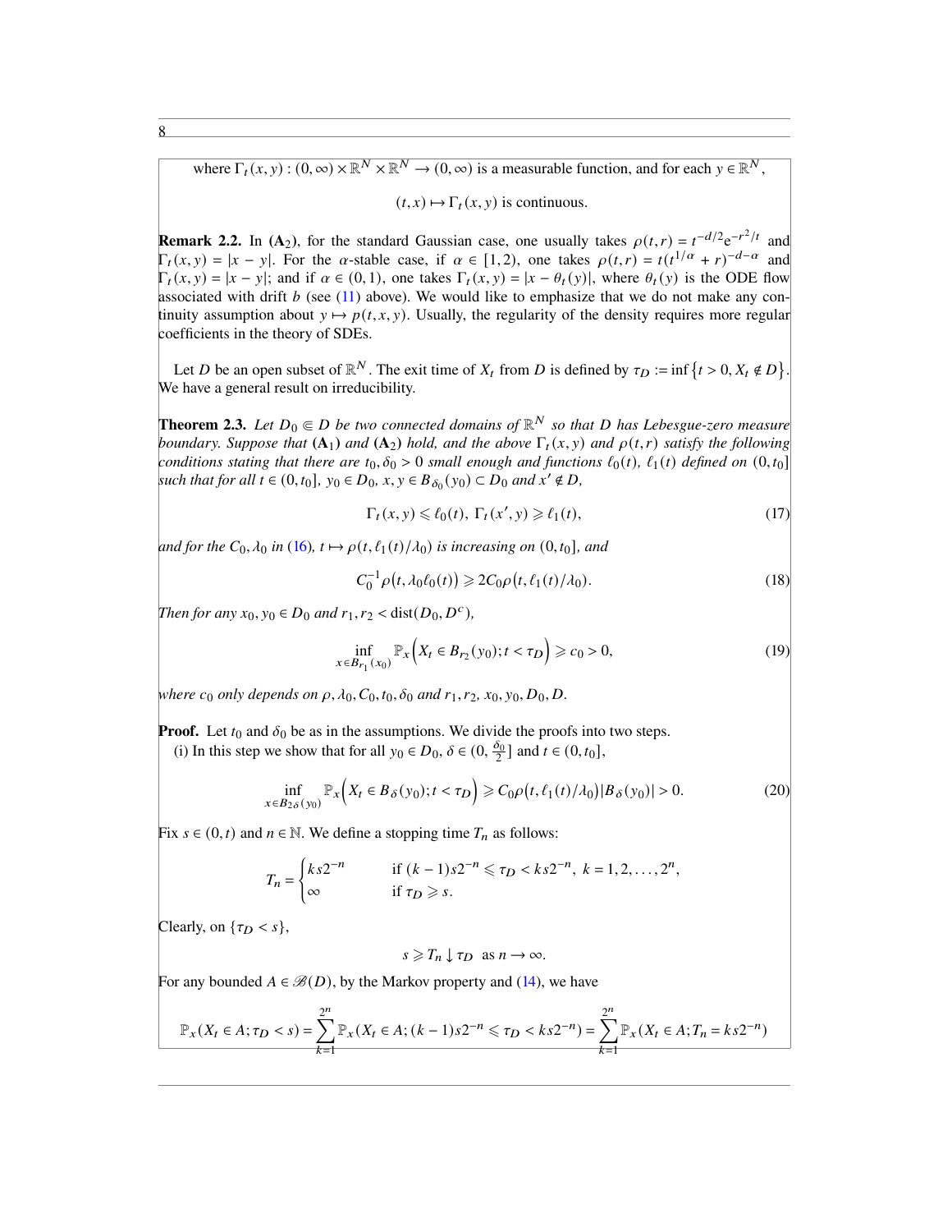where $\Gamma_t(x, y) : (0, \infty) \times \mathbb{R}^N \times \mathbb{R}^N \to (0, \infty)$ is a measurable function, and for each $y \in \mathbb{R}^N$,

$$(t, x) \mapsto \Gamma_t(x, y) \text{ is continuous.}$$

**Remark 2.2.** In **(A$_2$)**, for the standard Gaussian case, one usually takes $\rho(t, r) = t^{-d/2} \mathrm{e}^{-r^2/t}$ and $\Gamma_t(x, y) = |x - y|$. For the $\alpha$-stable case, if $\alpha \in [1, 2)$, one takes $\rho(t, r) = t(t^{1/\alpha} + r)^{-d-\alpha}$ and $\Gamma_t(x, y) = |x - y|$; and if $\alpha \in (0, 1)$, one takes $\Gamma_t(x, y) = |x - \theta_t(y)|$, where $\theta_t(y)$ is the ODE flow associated with drift $b$ (see (11) above). We would like to emphasize that we do not make any continuity assumption about $y \mapsto p(t, x, y)$. Usually, the regularity of the density requires more regular coefficients in the theory of SDEs.

Let $D$ be an open subset of $\mathbb{R}^N$. The exit time of $X_t$ from $D$ is defined by $\tau_D := \inf\{t > 0, X_t \notin D\}$. We have a general result on irreducibility.

**Theorem 2.3.** *Let $D_0 \Subset D$ be two connected domains of $\mathbb{R}^N$ so that $D$ has Lebesgue-zero measure boundary. Suppose that* **(A$_1$)** *and* **(A$_2$)** *hold, and the above $\Gamma_t(x, y)$ and $\rho(t, r)$ satisfy the following conditions stating that there are $t_0, \delta_0 > 0$ small enough and functions $\ell_0(t)$, $\ell_1(t)$ defined on $(0, t_0]$ such that for all $t \in (0, t_0]$, $y_0 \in D_0$, $x, y \in B_{\delta_0}(y_0) \subset D_0$ and $x' \notin D$,*

$$\Gamma_t(x, y) \leqslant \ell_0(t),\ \Gamma_t(x', y) \geqslant \ell_1(t), \tag{17}$$

*and for the $C_0, \lambda_0$ in (16), $t \mapsto \rho(t, \ell_1(t)/\lambda_0)$ is increasing on $(0, t_0]$, and*

$$C_0^{-1} \rho\big(t, \lambda_0 \ell_0(t)\big) \geqslant 2 C_0 \rho\big(t, \ell_1(t)/\lambda_0\big). \tag{18}$$

*Then for any $x_0, y_0 \in D_0$ and $r_1, r_2 < \mathrm{dist}(D_0, D^c)$,*

$$\inf_{x \in B_{r_1}(x_0)} \mathbb{P}_x\Big(X_t \in B_{r_2}(y_0); t < \tau_D\Big) \geqslant c_0 > 0, \tag{19}$$

*where $c_0$ only depends on $\rho, \lambda_0, C_0, t_0, \delta_0$ and $r_1, r_2$, $x_0, y_0, D_0, D$.*

**Proof.** Let $t_0$ and $\delta_0$ be as in the assumptions. We divide the proofs into two steps.

(i) In this step we show that for all $y_0 \in D_0$, $\delta \in (0, \frac{\delta_0}{2}]$ and $t \in (0, t_0]$,

$$\inf_{x \in B_{2\delta}(y_0)} \mathbb{P}_x\Big(X_t \in B_\delta(y_0); t < \tau_D\Big) \geqslant C_0 \rho\big(t, \ell_1(t)/\lambda_0\big) |B_\delta(y_0)| > 0. \tag{20}$$

Fix $s \in (0, t)$ and $n \in \mathbb{N}$. We define a stopping time $T_n$ as follows:

$$T_n = \begin{cases} ks2^{-n} & \text{if } (k-1)s2^{-n} \leqslant \tau_D < ks2^{-n},\ k = 1, 2, \ldots, 2^n, \\ \infty & \text{if } \tau_D \geqslant s. \end{cases}$$

Clearly, on $\{\tau_D < s\}$,

$$s \geqslant T_n \downarrow \tau_D \ \text{ as } n \to \infty.$$

For any bounded $A \in \mathscr{B}(D)$, by the Markov property and (14), we have

$$\mathbb{P}_x(X_t \in A; \tau_D < s) = \sum_{k=1}^{2^n} \mathbb{P}_x(X_t \in A; (k-1)s2^{-n} \leqslant \tau_D < ks2^{-n}) = \sum_{k=1}^{2^n} \mathbb{P}_x(X_t \in A; T_n = ks2^{-n})$$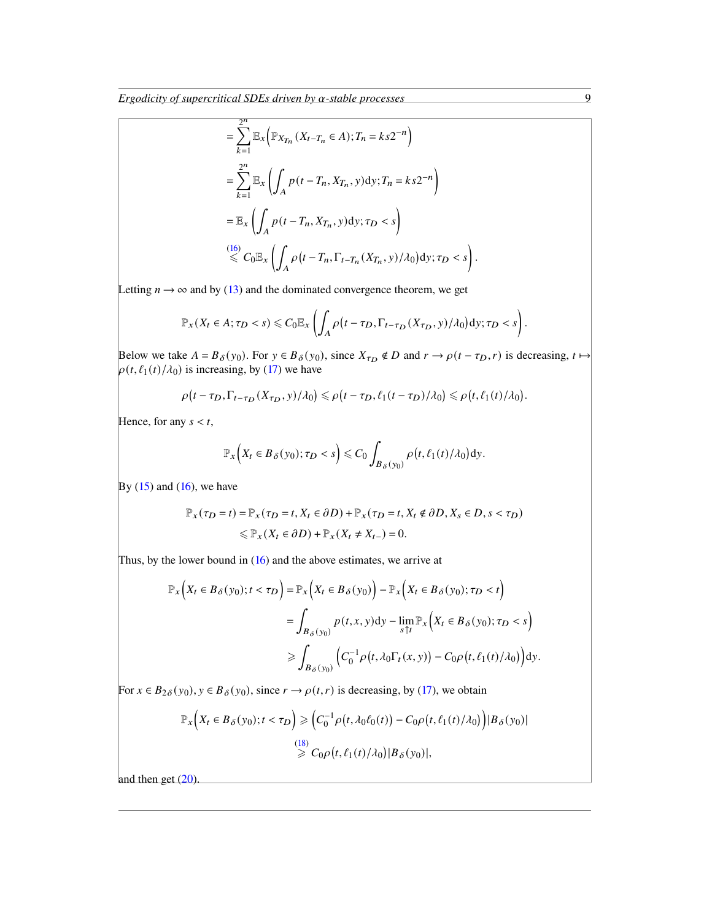$$
\begin{aligned}
&= \sum_{k=1}^{2^n} \mathbb{E}_x\Big(\mathbb{P}_{X_{T_n}}(X_{t-T_n} \in A); T_n = ks2^{-n}\Big) \\
&= \sum_{k=1}^{2^n} \mathbb{E}_x\left(\int_A p(t-T_n, X_{T_n}, y)\mathrm{d}y; T_n = ks2^{-n}\right) \\
&= \mathbb{E}_x\left(\int_A p(t-T_n, X_{T_n}, y)\mathrm{d}y; \tau_D < s\right) \\
&\overset{(16)}{\leqslant} C_0\mathbb{E}_x\left(\int_A \rho\big(t-T_n, \Gamma_{t-T_n}(X_{T_n}, y)/\lambda_0\big)\mathrm{d}y; \tau_D < s\right).
\end{aligned}
$$

Letting $n \to \infty$ and by (13) and the dominated convergence theorem, we get

$$
\mathbb{P}_x(X_t \in A; \tau_D < s) \leqslant C_0\mathbb{E}_x\left(\int_A \rho\big(t-\tau_D, \Gamma_{t-\tau_D}(X_{\tau_D}, y)/\lambda_0\big)\mathrm{d}y; \tau_D < s\right).
$$

Below we take $A = B_\delta(y_0)$. For $y \in B_\delta(y_0)$, since $X_{\tau_D} \notin D$ and $r \to \rho(t-\tau_D, r)$ is decreasing, $t \mapsto \rho(t, \ell_1(t)/\lambda_0)$ is increasing, by (17) we have

$$
\rho\big(t-\tau_D, \Gamma_{t-\tau_D}(X_{\tau_D}, y)/\lambda_0\big) \leqslant \rho\big(t-\tau_D, \ell_1(t-\tau_D)/\lambda_0\big) \leqslant \rho\big(t, \ell_1(t)/\lambda_0\big).
$$

Hence, for any $s < t$,

$$
\mathbb{P}_x\Big(X_t \in B_\delta(y_0); \tau_D < s\Big) \leqslant C_0 \int_{B_\delta(y_0)} \rho\big(t, \ell_1(t)/\lambda_0\big)\mathrm{d}y.
$$

By (15) and (16), we have

$$
\begin{aligned}
\mathbb{P}_x(\tau_D = t) &= \mathbb{P}_x(\tau_D = t, X_t \in \partial D) + \mathbb{P}_x(\tau_D = t, X_t \notin \partial D, X_s \in D, s < \tau_D) \\
&\leqslant \mathbb{P}_x(X_t \in \partial D) + \mathbb{P}_x(X_t \neq X_{t-}) = 0.
\end{aligned}
$$

Thus, by the lower bound in (16) and the above estimates, we arrive at

$$
\begin{aligned}
\mathbb{P}_x\Big(X_t \in B_\delta(y_0); t < \tau_D\Big) &= \mathbb{P}_x\Big(X_t \in B_\delta(y_0)\Big) - \mathbb{P}_x\Big(X_t \in B_\delta(y_0); \tau_D < t\Big) \\
&= \int_{B_\delta(y_0)} p(t,x,y)\mathrm{d}y - \lim_{s \uparrow t}\mathbb{P}_x\Big(X_t \in B_\delta(y_0); \tau_D < s\Big) \\
&\geqslant \int_{B_\delta(y_0)} \Big(C_0^{-1}\rho\big(t, \lambda_0\Gamma_t(x,y)\big) - C_0\rho\big(t, \ell_1(t)/\lambda_0\big)\Big)\mathrm{d}y.
\end{aligned}
$$

For $x \in B_{2\delta}(y_0)$, $y \in B_\delta(y_0)$, since $r \to \rho(t,r)$ is decreasing, by (17), we obtain

$$
\begin{aligned}
\mathbb{P}_x\Big(X_t \in B_\delta(y_0); t < \tau_D\Big) &\geqslant \Big(C_0^{-1}\rho\big(t, \lambda_0\ell_0(t)\big) - C_0\rho\big(t, \ell_1(t)/\lambda_0\big)\Big)|B_\delta(y_0)| \\
&\overset{(18)}{\geqslant} C_0\rho\big(t, \ell_1(t)/\lambda_0\big)|B_\delta(y_0)|,
\end{aligned}
$$

and then get (20).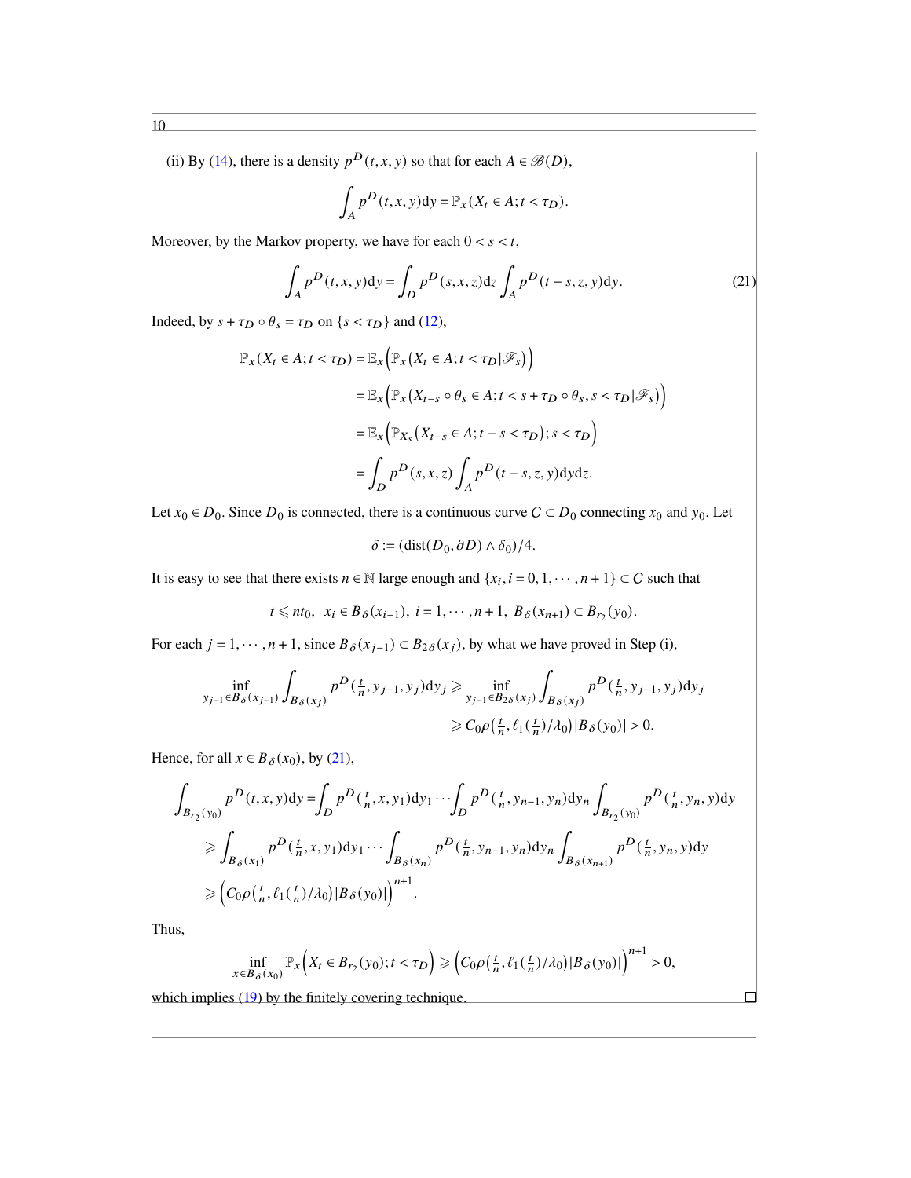(ii) By (14), there is a density $p^D(t,x,y)$ so that for each $A \in \mathscr{B}(D)$,

$$\int_A p^D(t,x,y)\mathrm{d}y = \mathbb{P}_x(X_t \in A; t < \tau_D).$$

Moreover, by the Markov property, we have for each $0 < s < t$,

$$\int_A p^D(t,x,y)\mathrm{d}y = \int_D p^D(s,x,z)\mathrm{d}z \int_A p^D(t-s,z,y)\mathrm{d}y. \tag{21}$$

Indeed, by $s + \tau_D \circ \theta_s = \tau_D$ on $\{s < \tau_D\}$ and (12),

$$\begin{aligned}
\mathbb{P}_x(X_t \in A; t < \tau_D) &= \mathbb{E}_x\Big(\mathbb{P}_x\big(X_t \in A; t < \tau_D | \mathscr{F}_s\big)\Big) \\
&= \mathbb{E}_x\Big(\mathbb{P}_x\big(X_{t-s} \circ \theta_s \in A; t < s + \tau_D \circ \theta_s, s < \tau_D | \mathscr{F}_s\big)\Big) \\
&= \mathbb{E}_x\Big(\mathbb{P}_{X_s}\big(X_{t-s} \in A; t-s < \tau_D\big); s < \tau_D\Big) \\
&= \int_D p^D(s,x,z) \int_A p^D(t-s,z,y)\mathrm{d}y\mathrm{d}z.
\end{aligned}$$

Let $x_0 \in D_0$. Since $D_0$ is connected, there is a continuous curve $C \subset D_0$ connecting $x_0$ and $y_0$. Let

$$\delta := (\mathrm{dist}(D_0, \partial D) \wedge \delta_0)/4.$$

It is easy to see that there exists $n \in \mathbb{N}$ large enough and $\{x_i, i = 0, 1, \cdots, n+1\} \subset C$ such that

$$t \leqslant n t_0, \;\; x_i \in B_\delta(x_{i-1}), \; i = 1, \cdots, n+1, \;\; B_\delta(x_{n+1}) \subset B_{r_2}(y_0).$$

For each $j = 1, \cdots, n+1$, since $B_\delta(x_{j-1}) \subset B_{2\delta}(x_j)$, by what we have proved in Step (i),

$$\begin{aligned}
\inf_{y_{j-1} \in B_\delta(x_{j-1})} \int_{B_\delta(x_j)} p^D(\tfrac{t}{n}, y_{j-1}, y_j)\mathrm{d}y_j &\geqslant \inf_{y_{j-1} \in B_{2\delta}(x_j)} \int_{B_\delta(x_j)} p^D(\tfrac{t}{n}, y_{j-1}, y_j)\mathrm{d}y_j \\
&\geqslant C_0 \rho\big(\tfrac{t}{n}, \ell_1(\tfrac{t}{n})/\lambda_0\big)|B_\delta(y_0)| > 0.
\end{aligned}$$

Hence, for all $x \in B_\delta(x_0)$, by (21),

$$\begin{aligned}
\int_{B_{r_2}(y_0)} p^D(t,x,y)\mathrm{d}y &= \int_D p^D(\tfrac{t}{n}, x, y_1)\mathrm{d}y_1 \cdots \int_D p^D(\tfrac{t}{n}, y_{n-1}, y_n)\mathrm{d}y_n \int_{B_{r_2}(y_0)} p^D(\tfrac{t}{n}, y_n, y)\mathrm{d}y \\
&\geqslant \int_{B_\delta(x_1)} p^D(\tfrac{t}{n}, x, y_1)\mathrm{d}y_1 \cdots \int_{B_\delta(x_n)} p^D(\tfrac{t}{n}, y_{n-1}, y_n)\mathrm{d}y_n \int_{B_\delta(x_{n+1})} p^D(\tfrac{t}{n}, y_n, y)\mathrm{d}y \\
&\geqslant \Big(C_0 \rho\big(\tfrac{t}{n}, \ell_1(\tfrac{t}{n})/\lambda_0\big)|B_\delta(y_0)|\Big)^{n+1}.
\end{aligned}$$

Thus,

$$\inf_{x \in B_\delta(x_0)} \mathbb{P}_x\Big(X_t \in B_{r_2}(y_0); t < \tau_D\Big) \geqslant \Big(C_0 \rho\big(\tfrac{t}{n}, \ell_1(\tfrac{t}{n})/\lambda_0\big)|B_\delta(y_0)|\Big)^{n+1} > 0,$$

which implies (19) by the finitely covering technique. $\square$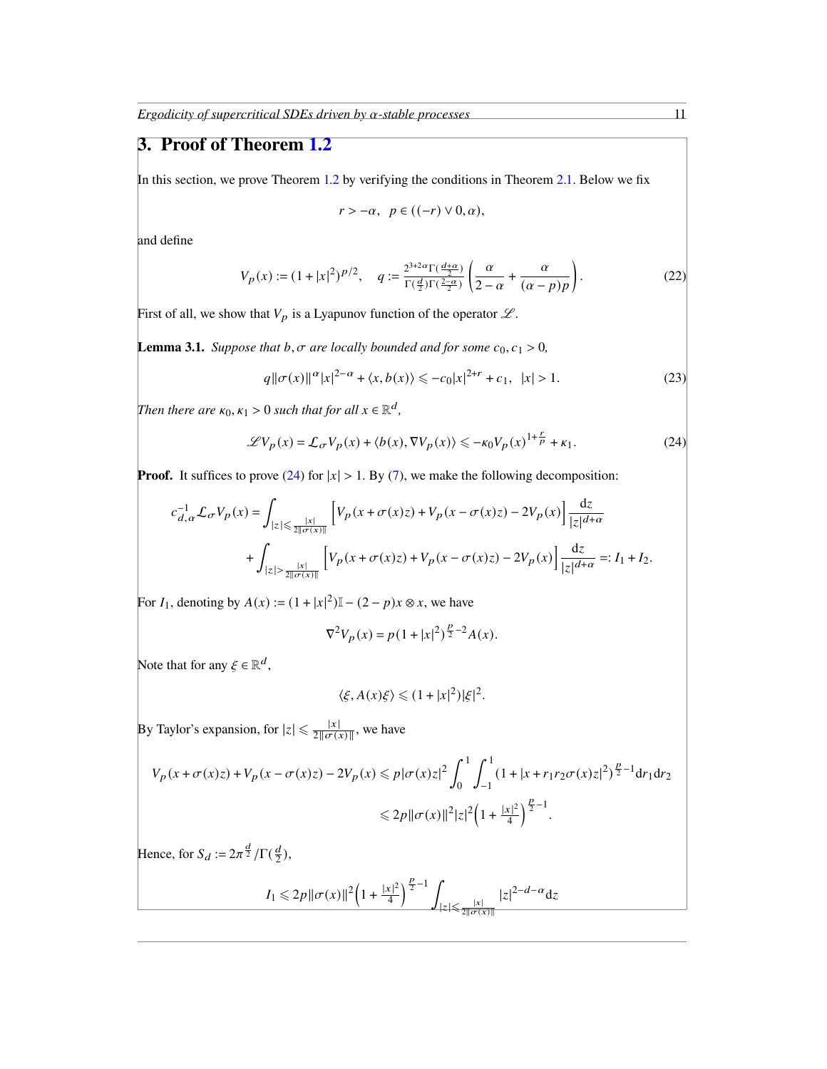# 3. Proof of Theorem 1.2

In this section, we prove Theorem 1.2 by verifying the conditions in Theorem 2.1. Below we fix

$$r > -\alpha, \quad p \in ((-r) \vee 0, \alpha),$$

and define

$$V_p(x) := (1+|x|^2)^{p/2}, \quad q := \frac{2^{3+2\alpha}\Gamma(\frac{d+\alpha}{2})}{\Gamma(\frac{d}{2})\Gamma(\frac{2-\alpha}{2})}\left(\frac{\alpha}{2-\alpha} + \frac{\alpha}{(\alpha-p)p}\right). \tag{22}$$

First of all, we show that $V_p$ is a Lyapunov function of the operator $\mathscr{L}$.

**Lemma 3.1.** *Suppose that $b, \sigma$ are locally bounded and for some $c_0, c_1 > 0$,*

$$q\|\sigma(x)\|^\alpha |x|^{2-\alpha} + \langle x, b(x)\rangle \leqslant -c_0|x|^{2+r} + c_1, \quad |x| > 1. \tag{23}$$

*Then there are $\kappa_0, \kappa_1 > 0$ such that for all $x \in \mathbb{R}^d$,*

$$\mathscr{L}V_p(x) = \mathcal{L}_\sigma V_p(x) + \langle b(x), \nabla V_p(x)\rangle \leqslant -\kappa_0 V_p(x)^{1+\frac{r}{p}} + \kappa_1. \tag{24}$$

**Proof.** It suffices to prove (24) for $|x| > 1$. By (7), we make the following decomposition:

$$\begin{aligned}
c_{d,\alpha}^{-1}\mathcal{L}_\sigma V_p(x) &= \int_{|z| \leqslant \frac{|x|}{2\|\sigma(x)\|}} \Big[V_p(x+\sigma(x)z) + V_p(x-\sigma(x)z) - 2V_p(x)\Big]\frac{\mathrm{d}z}{|z|^{d+\alpha}} \\
&\quad + \int_{|z| > \frac{|x|}{2\|\sigma(x)\|}} \Big[V_p(x+\sigma(x)z) + V_p(x-\sigma(x)z) - 2V_p(x)\Big]\frac{\mathrm{d}z}{|z|^{d+\alpha}} =: I_1 + I_2.
\end{aligned}$$

For $I_1$, denoting by $A(x) := (1+|x|^2)\mathbb{I} - (2-p)x \otimes x$, we have

$$\nabla^2 V_p(x) = p(1+|x|^2)^{\frac{p}{2}-2}A(x).$$

Note that for any $\xi \in \mathbb{R}^d$,

$$\langle \xi, A(x)\xi\rangle \leqslant (1+|x|^2)|\xi|^2.$$

By Taylor's expansion, for $|z| \leqslant \frac{|x|}{2\|\sigma(x)\|}$, we have

$$\begin{aligned}
V_p(x+\sigma(x)z) + V_p(x-\sigma(x)z) - 2V_p(x) &\leqslant p|\sigma(x)z|^2 \int_0^1 \int_{-1}^1 (1+|x+r_1r_2\sigma(x)z|^2)^{\frac{p}{2}-1}\mathrm{d}r_1\mathrm{d}r_2 \\
&\leqslant 2p\|\sigma(x)\|^2|z|^2\Big(1+\tfrac{|x|^2}{4}\Big)^{\frac{p}{2}-1}.
\end{aligned}$$

Hence, for $S_d := 2\pi^{\frac{d}{2}}/\Gamma(\frac{d}{2})$,

$$I_1 \leqslant 2p\|\sigma(x)\|^2\Big(1+\tfrac{|x|^2}{4}\Big)^{\frac{p}{2}-1}\int_{|z| \leqslant \frac{|x|}{2\|\sigma(x)\|}} |z|^{2-d-\alpha}\mathrm{d}z$$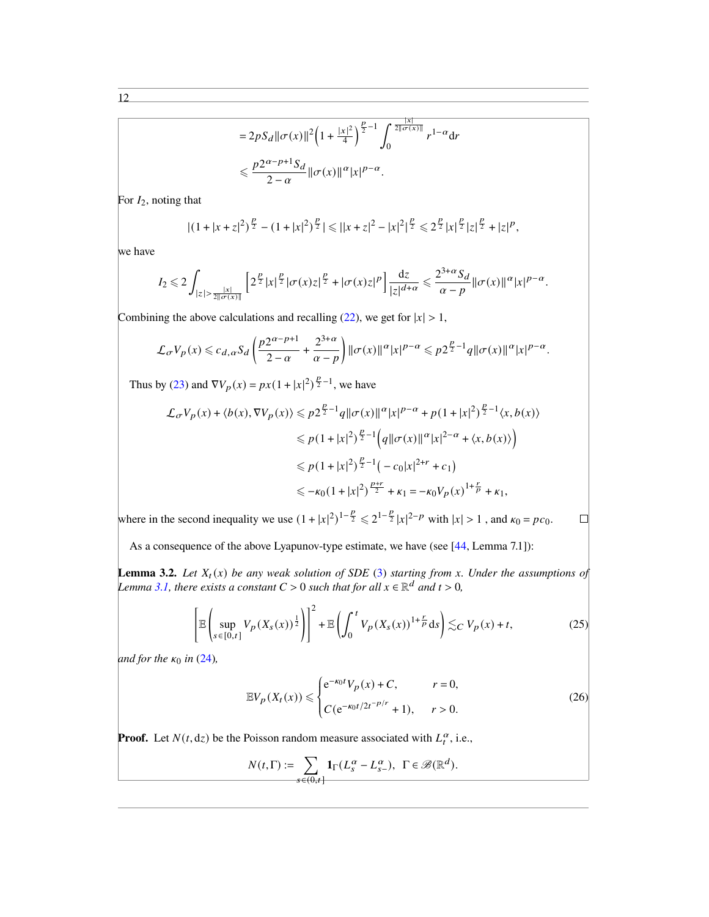$$
= 2pS_d\|\sigma(x)\|^2\Big(1+\tfrac{|x|^2}{4}\Big)^{\frac{p}{2}-1}\int_0^{\frac{|x|}{2\|\sigma(x)\|}} r^{1-\alpha}\mathrm{d}r
$$

$$
\leqslant \frac{p2^{\alpha-p+1}S_d}{2-\alpha}\|\sigma(x)\|^{\alpha}|x|^{p-\alpha}.
$$

For $I_2$, noting that

$$
|(1+|x+z|^2)^{\frac{p}{2}}-(1+|x|^2)^{\frac{p}{2}}|\leqslant ||x+z|^2-|x|^2|^{\frac{p}{2}}\leqslant 2^{\frac{p}{2}}|x|^{\frac{p}{2}}|z|^{\frac{p}{2}}+|z|^p,
$$

we have

$$
I_2\leqslant 2\int_{|z|>\frac{|x|}{2\|\sigma(x)\|}}\Big[2^{\frac{p}{2}}|x|^{\frac{p}{2}}|\sigma(x)z|^{\frac{p}{2}}+|\sigma(x)z|^p\Big]\frac{\mathrm{d}z}{|z|^{d+\alpha}}\leqslant \frac{2^{3+\alpha}S_d}{\alpha-p}\|\sigma(x)\|^{\alpha}|x|^{p-\alpha}.
$$

Combining the above calculations and recalling (22), we get for $|x|>1$,

$$
\mathcal{L}_\sigma V_p(x)\leqslant c_{d,\alpha}S_d\left(\frac{p2^{\alpha-p+1}}{2-\alpha}+\frac{2^{3+\alpha}}{\alpha-p}\right)\|\sigma(x)\|^{\alpha}|x|^{p-\alpha}\leqslant p2^{\frac{p}{2}-1}q\|\sigma(x)\|^{\alpha}|x|^{p-\alpha}.
$$

Thus by (23) and $\nabla V_p(x)=px(1+|x|^2)^{\frac{p}{2}-1}$, we have

$$
\begin{aligned}
\mathcal{L}_\sigma V_p(x)+\langle b(x),\nabla V_p(x)\rangle &\leqslant p2^{\frac{p}{2}-1}q\|\sigma(x)\|^{\alpha}|x|^{p-\alpha}+p(1+|x|^2)^{\frac{p}{2}-1}\langle x,b(x)\rangle\\
&\leqslant p(1+|x|^2)^{\frac{p}{2}-1}\Big(q\|\sigma(x)\|^{\alpha}|x|^{2-\alpha}+\langle x,b(x)\rangle\Big)\\
&\leqslant p(1+|x|^2)^{\frac{p}{2}-1}\big(-c_0|x|^{2+r}+c_1\big)\\
&\leqslant -\kappa_0(1+|x|^2)^{\frac{p+r}{2}}+\kappa_1=-\kappa_0V_p(x)^{1+\frac{r}{p}}+\kappa_1,
\end{aligned}
$$

where in the second inequality we use $(1+|x|^2)^{1-\frac{p}{2}}\leqslant 2^{1-\frac{p}{2}}|x|^{2-p}$ with $|x|>1$, and $\kappa_0=pc_0$. $\square$

As a consequence of the above Lyapunov-type estimate, we have (see [44, Lemma 7.1]):

**Lemma 3.2.** *Let $X_t(x)$ be any weak solution of SDE (3) starting from $x$. Under the assumptions of Lemma 3.1, there exists a constant $C>0$ such that for all $x\in\mathbb{R}^d$ and $t>0$,*

$$
\left[\mathbb{E}\left(\sup_{s\in[0,t]}V_p(X_s(x))^{\frac{1}{2}}\right)\right]^2+\mathbb{E}\left(\int_0^t V_p(X_s(x))^{1+\frac{r}{p}}\mathrm{d}s\right)\lesssim_C V_p(x)+t, \tag{25}
$$

*and for the $\kappa_0$ in (24),*

$$
\mathbb{E}V_p(X_t(x))\leqslant\begin{cases}\mathrm{e}^{-\kappa_0 t}V_p(x)+C, & r=0,\\ C(\mathrm{e}^{-\kappa_0 t/2}t^{-p/r}+1), & r>0.\end{cases} \tag{26}
$$

**Proof.** Let $N(t,\mathrm{d}z)$ be the Poisson random measure associated with $L_t^\alpha$, i.e.,

$$
N(t,\Gamma):=\sum_{s\in(0,t]}\mathbf{1}_\Gamma(L_s^\alpha-L_{s-}^\alpha),\quad \Gamma\in\mathscr{B}(\mathbb{R}^d).
$$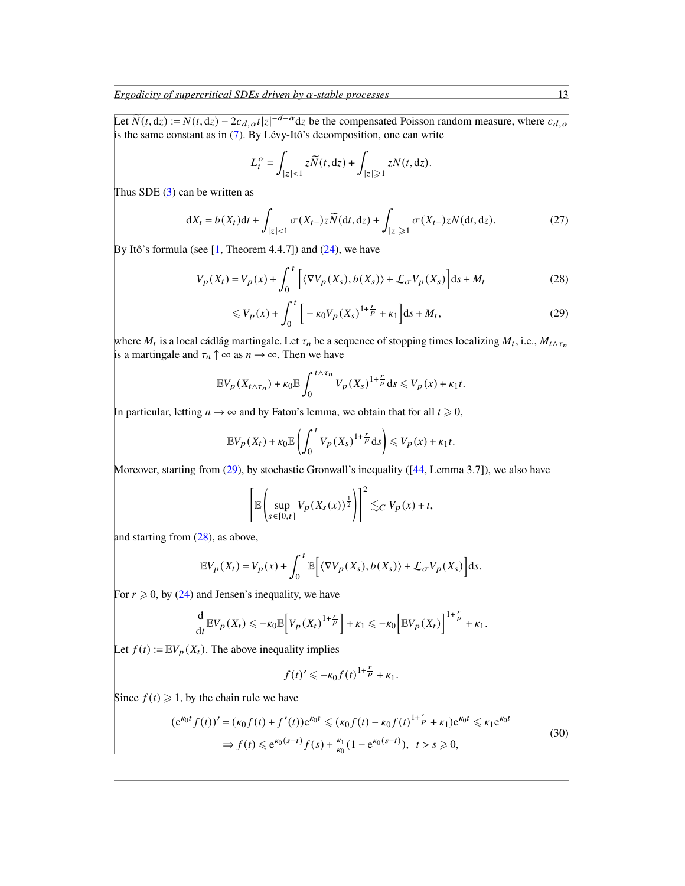Let $\widetilde{N}(t, \mathrm{d}z) := N(t, \mathrm{d}z) - 2c_{d,\alpha}t|z|^{-d-\alpha}\mathrm{d}z$ be the compensated Poisson random measure, where $c_{d,\alpha}$ is the same constant as in (7). By Lévy-Itô's decomposition, one can write

$$
L_t^\alpha = \int_{|z|<1} z\widetilde{N}(t, \mathrm{d}z) + \int_{|z|\geqslant 1} zN(t, \mathrm{d}z).
$$

Thus SDE (3) can be written as

$$
\mathrm{d}X_t = b(X_t)\mathrm{d}t + \int_{|z|<1} \sigma(X_{t-})z\widetilde{N}(\mathrm{d}t, \mathrm{d}z) + \int_{|z|\geqslant 1} \sigma(X_{t-})zN(\mathrm{d}t, \mathrm{d}z). \tag{27}
$$

By Itô's formula (see [1, Theorem 4.4.7]) and (24), we have

$$
V_p(X_t) = V_p(x) + \int_0^t \Big[\langle \nabla V_p(X_s), b(X_s)\rangle + \mathcal{L}_\sigma V_p(X_s)\Big]\mathrm{d}s + M_t \tag{28}
$$

$$
\leqslant V_p(x) + \int_0^t \Big[ -\kappa_0 V_p(X_s)^{1+\frac{r}{p}} + \kappa_1\Big]\mathrm{d}s + M_t, \tag{29}
$$

where $M_t$ is a local càdlàg martingale. Let $\tau_n$ be a sequence of stopping times localizing $M_t$, i.e., $M_{t\wedge\tau_n}$ is a martingale and $\tau_n \uparrow \infty$ as $n \to \infty$. Then we have

$$
\mathbb{E}V_p(X_{t\wedge\tau_n}) + \kappa_0\mathbb{E}\int_0^{t\wedge\tau_n} V_p(X_s)^{1+\frac{r}{p}}\mathrm{d}s \leqslant V_p(x) + \kappa_1 t.
$$

In particular, letting $n \to \infty$ and by Fatou's lemma, we obtain that for all $t \geqslant 0$,

$$
\mathbb{E}V_p(X_t) + \kappa_0\mathbb{E}\left(\int_0^t V_p(X_s)^{1+\frac{r}{p}}\mathrm{d}s\right) \leqslant V_p(x) + \kappa_1 t.
$$

Moreover, starting from (29), by stochastic Gronwall's inequality ([44, Lemma 3.7]), we also have

$$
\left[\mathbb{E}\left(\sup_{s\in[0,t]} V_p(X_s(x))^{\frac{1}{2}}\right)\right]^2 \lesssim_C V_p(x) + t,
$$

and starting from (28), as above,

$$
\mathbb{E}V_p(X_t) = V_p(x) + \int_0^t \mathbb{E}\Big[\langle \nabla V_p(X_s), b(X_s)\rangle + \mathcal{L}_\sigma V_p(X_s)\Big]\mathrm{d}s.
$$

For $r \geqslant 0$, by (24) and Jensen's inequality, we have

$$
\frac{\mathrm{d}}{\mathrm{d}t}\mathbb{E}V_p(X_t) \leqslant -\kappa_0\mathbb{E}\Big[V_p(X_t)^{1+\frac{r}{p}}\Big] + \kappa_1 \leqslant -\kappa_0\Big[\mathbb{E}V_p(X_t)\Big]^{1+\frac{r}{p}} + \kappa_1.
$$

Let $f(t) := \mathbb{E}V_p(X_t)$. The above inequality implies

$$
f(t)' \leqslant -\kappa_0 f(t)^{1+\frac{r}{p}} + \kappa_1.
$$

Since $f(t) \geqslant 1$, by the chain rule we have

$$
\begin{aligned}
(\mathrm{e}^{\kappa_0 t}f(t))' = (\kappa_0 f(t) + f'(t))\mathrm{e}^{\kappa_0 t} \leqslant (\kappa_0 f(t) - \kappa_0 f(t)^{1+\frac{r}{p}} + \kappa_1)\mathrm{e}^{\kappa_0 t} \leqslant \kappa_1 \mathrm{e}^{\kappa_0 t} \\
\Rightarrow f(t) \leqslant \mathrm{e}^{\kappa_0(s-t)}f(s) + \tfrac{\kappa_1}{\kappa_0}(1 - \mathrm{e}^{\kappa_0(s-t)}), \quad t > s \geqslant 0,
\end{aligned} \tag{30}
$$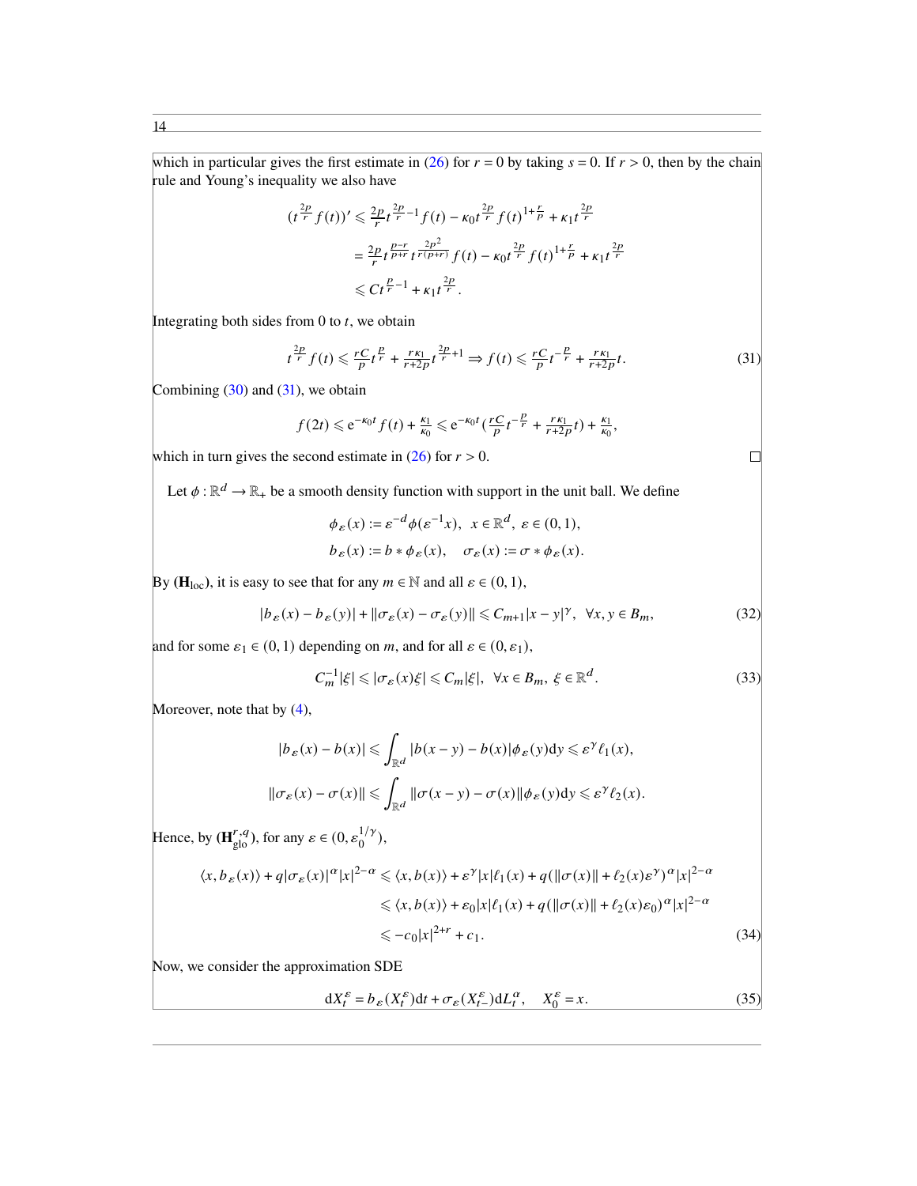which in particular gives the first estimate in (26) for $r = 0$ by taking $s = 0$. If $r > 0$, then by the chain rule and Young's inequality we also have

$$
\begin{aligned}
(t^{\frac{2p}{r}} f(t))' &\leqslant \tfrac{2p}{r} t^{\frac{2p}{r}-1} f(t) - \kappa_0 t^{\frac{2p}{r}} f(t)^{1+\frac{r}{p}} + \kappa_1 t^{\frac{2p}{r}} \\
&= \tfrac{2p}{r} t^{\frac{p-r}{p+r}} t^{\frac{2p^2}{r(p+r)}} f(t) - \kappa_0 t^{\frac{2p}{r}} f(t)^{1+\frac{r}{p}} + \kappa_1 t^{\frac{2p}{r}} \\
&\leqslant C t^{\frac{p}{r}-1} + \kappa_1 t^{\frac{2p}{r}}.
\end{aligned}
$$

Integrating both sides from 0 to $t$, we obtain

$$
t^{\frac{2p}{r}} f(t) \leqslant \tfrac{rC}{p} t^{\frac{p}{r}} + \tfrac{r\kappa_1}{r+2p} t^{\frac{2p}{r}+1} \Rightarrow f(t) \leqslant \tfrac{rC}{p} t^{-\frac{p}{r}} + \tfrac{r\kappa_1}{r+2p} t. \tag{31}
$$

Combining (30) and (31), we obtain

$$
f(2t) \leqslant \mathrm{e}^{-\kappa_0 t} f(t) + \tfrac{\kappa_1}{\kappa_0} \leqslant \mathrm{e}^{-\kappa_0 t}\left(\tfrac{rC}{p} t^{-\frac{p}{r}} + \tfrac{r\kappa_1}{r+2p} t\right) + \tfrac{\kappa_1}{\kappa_0},
$$

which in turn gives the second estimate in (26) for $r > 0$. □

Let $\phi : \mathbb{R}^d \to \mathbb{R}_+$ be a smooth density function with support in the unit ball. We define

$$
\begin{aligned}
&\phi_\varepsilon(x) := \varepsilon^{-d} \phi(\varepsilon^{-1} x), \quad x \in \mathbb{R}^d, \ \varepsilon \in (0,1), \\
&b_\varepsilon(x) := b * \phi_\varepsilon(x), \quad \sigma_\varepsilon(x) := \sigma * \phi_\varepsilon(x).
\end{aligned}
$$

By $(\mathbf{H}_{\mathrm{loc}})$, it is easy to see that for any $m \in \mathbb{N}$ and all $\varepsilon \in (0,1)$,

$$
|b_\varepsilon(x) - b_\varepsilon(y)| + \|\sigma_\varepsilon(x) - \sigma_\varepsilon(y)\| \leqslant C_{m+1}|x-y|^\gamma, \quad \forall x, y \in B_m, \tag{32}
$$

and for some $\varepsilon_1 \in (0,1)$ depending on $m$, and for all $\varepsilon \in (0, \varepsilon_1)$,

$$
C_m^{-1}|\xi| \leqslant |\sigma_\varepsilon(x)\xi| \leqslant C_m|\xi|, \quad \forall x \in B_m, \ \xi \in \mathbb{R}^d. \tag{33}
$$

Moreover, note that by (4),

$$
\begin{aligned}
|b_\varepsilon(x) - b(x)| &\leqslant \int_{\mathbb{R}^d} |b(x-y) - b(x)|\phi_\varepsilon(y)\mathrm{d}y \leqslant \varepsilon^\gamma \ell_1(x), \\
\|\sigma_\varepsilon(x) - \sigma(x)\| &\leqslant \int_{\mathbb{R}^d} \|\sigma(x-y) - \sigma(x)\|\phi_\varepsilon(y)\mathrm{d}y \leqslant \varepsilon^\gamma \ell_2(x).
\end{aligned}
$$

Hence, by $(\mathbf{H}^{r,q}_{\mathrm{glo}})$, for any $\varepsilon \in (0, \varepsilon_0^{1/\gamma})$,

$$
\begin{aligned}
\langle x, b_\varepsilon(x)\rangle + q|\sigma_\varepsilon(x)|^\alpha |x|^{2-\alpha} &\leqslant \langle x, b(x)\rangle + \varepsilon^\gamma |x|\ell_1(x) + q(\|\sigma(x)\| + \ell_2(x)\varepsilon^\gamma)^\alpha |x|^{2-\alpha} \\
&\leqslant \langle x, b(x)\rangle + \varepsilon_0|x|\ell_1(x) + q(\|\sigma(x)\| + \ell_2(x)\varepsilon_0)^\alpha |x|^{2-\alpha} \\
&\leqslant -c_0|x|^{2+r} + c_1.
\end{aligned} \tag{34}
$$

Now, we consider the approximation SDE

$$
\mathrm{d}X_t^\varepsilon = b_\varepsilon(X_t^\varepsilon)\mathrm{d}t + \sigma_\varepsilon(X_{t-}^\varepsilon)\mathrm{d}L_t^\alpha, \quad X_0^\varepsilon = x. \tag{35}
$$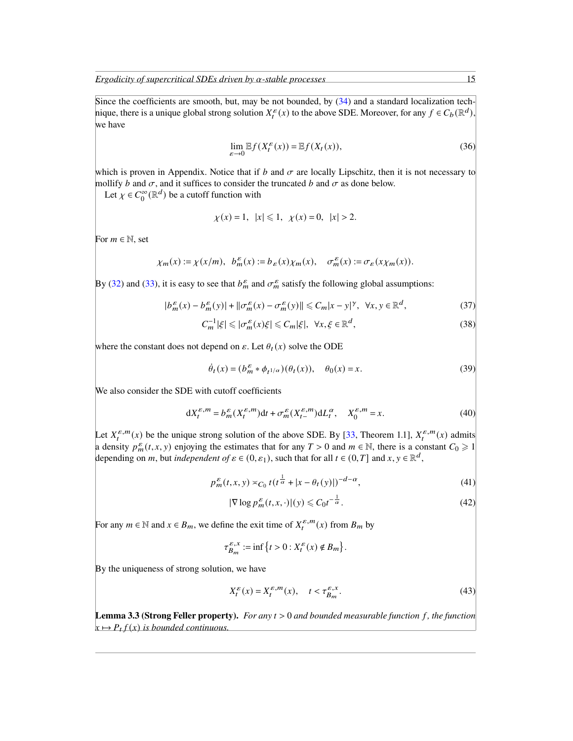Since the coefficients are smooth, but, may be not bounded, by (34) and a standard localization technique, there is a unique global strong solution $X_t^\varepsilon(x)$ to the above SDE. Moreover, for any $f \in C_b(\mathbb{R}^d)$, we have

$$\lim_{\varepsilon\to 0} \mathbb{E} f(X_t^\varepsilon(x)) = \mathbb{E} f(X_t(x)), \tag{36}$$

which is proven in Appendix. Notice that if $b$ and $\sigma$ are locally Lipschitz, then it is not necessary to mollify $b$ and $\sigma$, and it suffices to consider the truncated $b$ and $\sigma$ as done below.

Let $\chi \in C_0^\infty(\mathbb{R}^d)$ be a cutoff function with

$$\chi(x) = 1, \quad |x| \leqslant 1, \quad \chi(x) = 0, \quad |x| > 2.$$

For $m \in \mathbb{N}$, set

$$\chi_m(x) := \chi(x/m), \quad b_m^\varepsilon(x) := b_\varepsilon(x)\chi_m(x), \quad \sigma_m^\varepsilon(x) := \sigma_\varepsilon(x\chi_m(x)).$$

By (32) and (33), it is easy to see that $b_m^\varepsilon$ and $\sigma_m^\varepsilon$ satisfy the following global assumptions:

$$|b_m^\varepsilon(x) - b_m^\varepsilon(y)| + \|\sigma_m^\varepsilon(x) - \sigma_m^\varepsilon(y)\| \leqslant C_m|x-y|^\gamma, \quad \forall x, y \in \mathbb{R}^d, \tag{37}$$

$$C_m^{-1}|\xi| \leqslant |\sigma_m^\varepsilon(x)\xi| \leqslant C_m|\xi|, \quad \forall x, \xi \in \mathbb{R}^d, \tag{38}$$

where the constant does not depend on $\varepsilon$. Let $\theta_t(x)$ solve the ODE

$$\dot\theta_t(x) = (b_m^\varepsilon * \phi_{t^{1/\alpha}})(\theta_t(x)), \quad \theta_0(x) = x. \tag{39}$$

We also consider the SDE with cutoff coefficients

$$\mathrm{d}X_t^{\varepsilon,m} = b_m^\varepsilon(X_t^{\varepsilon,m})\mathrm{d}t + \sigma_m^\varepsilon(X_{t-}^{\varepsilon,m})\mathrm{d}L_t^\alpha, \quad X_0^{\varepsilon,m} = x. \tag{40}$$

Let $X_t^{\varepsilon,m}(x)$ be the unique strong solution of the above SDE. By [33, Theorem 1.1], $X_t^{\varepsilon,m}(x)$ admits a density $p_m^\varepsilon(t,x,y)$ enjoying the estimates that for any $T>0$ and $m \in \mathbb{N}$, there is a constant $C_0 \geqslant 1$ depending on $m$, but *independent of* $\varepsilon \in (0, \varepsilon_1)$, such that for all $t \in (0,T]$ and $x, y \in \mathbb{R}^d$,

$$p_m^\varepsilon(t,x,y) \asymp_{C_0} t(t^{\frac{1}{\alpha}} + |x - \theta_t(y)|)^{-d-\alpha}, \tag{41}$$

$$|\nabla \log p_m^\varepsilon(t,x,\cdot)|(y) \leqslant C_0 t^{-\frac{1}{\alpha}}. \tag{42}$$

For any $m \in \mathbb{N}$ and $x \in B_m$, we define the exit time of $X_t^{\varepsilon,m}(x)$ from $B_m$ by

$$\tau_{B_m}^{\varepsilon,x} := \inf\left\{t > 0 : X_t^\varepsilon(x) \notin B_m\right\}.$$

By the uniqueness of strong solution, we have

$$X_t^\varepsilon(x) = X_t^{\varepsilon,m}(x), \quad t < \tau_{B_m}^{\varepsilon,x}. \tag{43}$$

**Lemma 3.3 (Strong Feller property).** *For any $t > 0$ and bounded measurable function $f$, the function $x \mapsto P_t f(x)$ is bounded continuous.*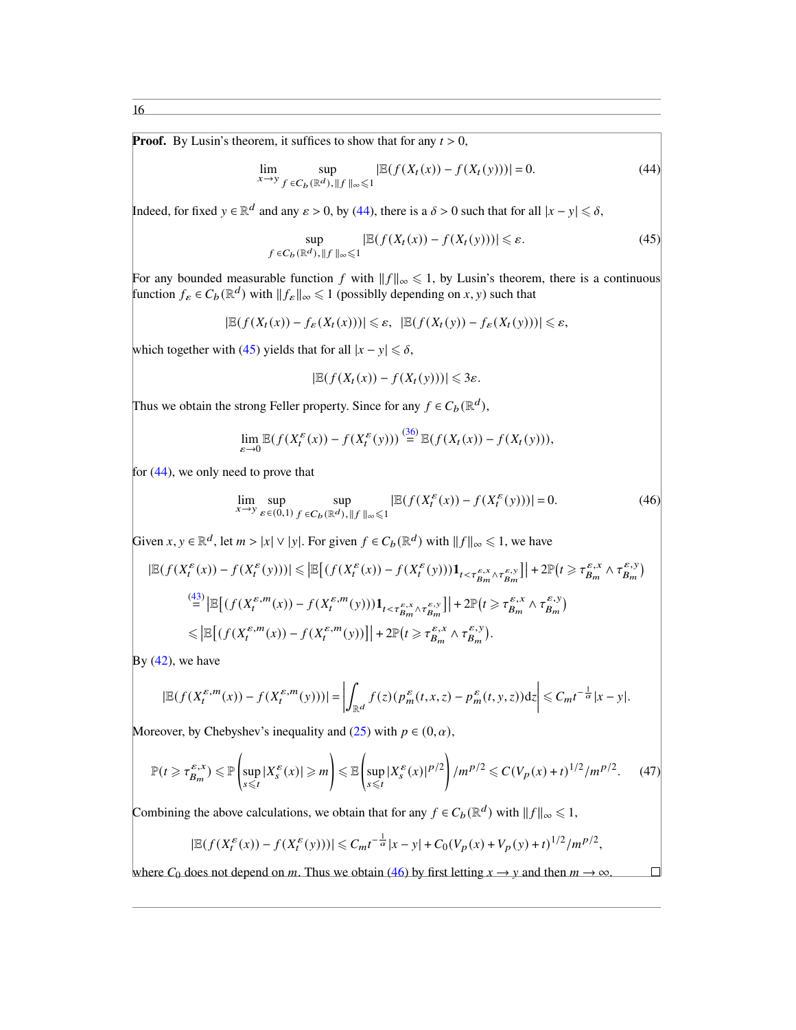**Proof.** By Lusin's theorem, it suffices to show that for any $t > 0$,

$$\lim_{x \to y} \sup_{f \in C_b(\mathbb{R}^d), \|f\|_\infty \leqslant 1} |\mathbb{E}(f(X_t(x)) - f(X_t(y)))| = 0. \tag{44}$$

Indeed, for fixed $y \in \mathbb{R}^d$ and any $\varepsilon > 0$, by (44), there is a $\delta > 0$ such that for all $|x - y| \leqslant \delta$,

$$\sup_{f \in C_b(\mathbb{R}^d), \|f\|_\infty \leqslant 1} |\mathbb{E}(f(X_t(x)) - f(X_t(y)))| \leqslant \varepsilon. \tag{45}$$

For any bounded measurable function $f$ with $\|f\|_\infty \leqslant 1$, by Lusin's theorem, there is a continuous function $f_\varepsilon \in C_b(\mathbb{R}^d)$ with $\|f_\varepsilon\|_\infty \leqslant 1$ (possiblly depending on $x, y$) such that

$$|\mathbb{E}(f(X_t(x)) - f_\varepsilon(X_t(x)))| \leqslant \varepsilon, \quad |\mathbb{E}(f(X_t(y)) - f_\varepsilon(X_t(y)))| \leqslant \varepsilon,$$

which together with (45) yields that for all $|x - y| \leqslant \delta$,

$$|\mathbb{E}(f(X_t(x)) - f(X_t(y)))| \leqslant 3\varepsilon.$$

Thus we obtain the strong Feller property. Since for any $f \in C_b(\mathbb{R}^d)$,

$$\lim_{\varepsilon \to 0} \mathbb{E}(f(X_t^\varepsilon(x)) - f(X_t^\varepsilon(y))) \overset{(36)}{=} \mathbb{E}(f(X_t(x)) - f(X_t(y))),$$

for (44), we only need to prove that

$$\lim_{x \to y} \sup_{\varepsilon \in (0,1)} \sup_{f \in C_b(\mathbb{R}^d), \|f\|_\infty \leqslant 1} |\mathbb{E}(f(X_t^\varepsilon(x)) - f(X_t^\varepsilon(y)))| = 0. \tag{46}$$

Given $x, y \in \mathbb{R}^d$, let $m > |x| \vee |y|$. For given $f \in C_b(\mathbb{R}^d)$ with $\|f\|_\infty \leqslant 1$, we have

$$\begin{aligned}
|\mathbb{E}(f(X_t^\varepsilon(x)) - f(X_t^\varepsilon(y)))| &\leqslant \left|\mathbb{E}\left[(f(X_t^\varepsilon(x)) - f(X_t^\varepsilon(y)))\mathbf{1}_{t < \tau_{B_m}^{\varepsilon,x} \wedge \tau_{B_m}^{\varepsilon,y}}\right]\right| + 2\mathbb{P}\big(t \geqslant \tau_{B_m}^{\varepsilon,x} \wedge \tau_{B_m}^{\varepsilon,y}\big) \\
&\overset{(43)}{=} \left|\mathbb{E}\left[(f(X_t^{\varepsilon,m}(x)) - f(X_t^{\varepsilon,m}(y)))\mathbf{1}_{t < \tau_{B_m}^{\varepsilon,x} \wedge \tau_{B_m}^{\varepsilon,y}}\right]\right| + 2\mathbb{P}\big(t \geqslant \tau_{B_m}^{\varepsilon,x} \wedge \tau_{B_m}^{\varepsilon,y}\big) \\
&\leqslant \left|\mathbb{E}\left[(f(X_t^{\varepsilon,m}(x)) - f(X_t^{\varepsilon,m}(y))\right]\right| + 2\mathbb{P}\big(t \geqslant \tau_{B_m}^{\varepsilon,x} \wedge \tau_{B_m}^{\varepsilon,y}\big).
\end{aligned}$$

By (42), we have

$$|\mathbb{E}(f(X_t^{\varepsilon,m}(x)) - f(X_t^{\varepsilon,m}(y)))| = \left|\int_{\mathbb{R}^d} f(z)(p_m^\varepsilon(t,x,z) - p_m^\varepsilon(t,y,z))\mathrm{d}z\right| \leqslant C_m t^{-\frac{1}{\alpha}}|x - y|.$$

Moreover, by Chebyshev's inequality and (25) with $p \in (0, \alpha)$,

$$\mathbb{P}(t \geqslant \tau_{B_m}^{\varepsilon,x}) \leqslant \mathbb{P}\left(\sup_{s \leqslant t}|X_s^\varepsilon(x)| \geqslant m\right) \leqslant \mathbb{E}\left(\sup_{s \leqslant t}|X_s^\varepsilon(x)|^{p/2}\right)/m^{p/2} \leqslant C(V_p(x) + t)^{1/2}/m^{p/2}. \tag{47}$$

Combining the above calculations, we obtain that for any $f \in C_b(\mathbb{R}^d)$ with $\|f\|_\infty \leqslant 1$,

$$|\mathbb{E}(f(X_t^\varepsilon(x)) - f(X_t^\varepsilon(y)))| \leqslant C_m t^{-\frac{1}{\alpha}}|x - y| + C_0(V_p(x) + V_p(y) + t)^{1/2}/m^{p/2},$$

where $C_0$ does not depend on $m$. Thus we obtain (46) by first letting $x \to y$ and then $m \to \infty$. □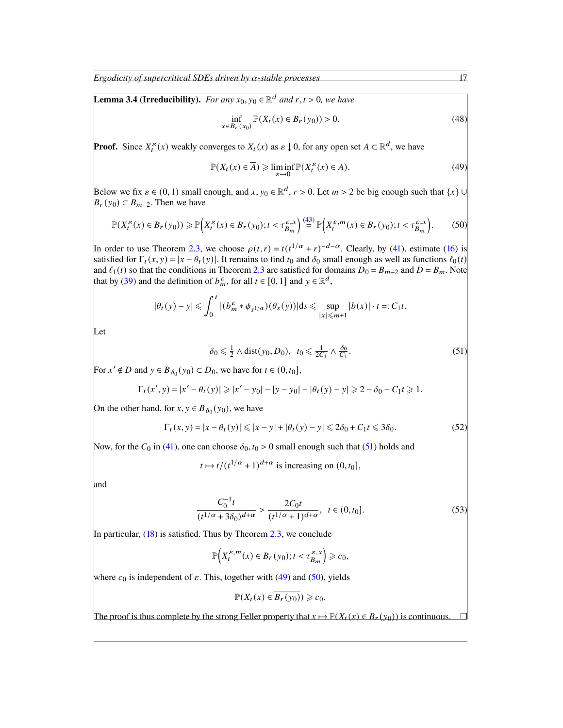**Lemma 3.4 (Irreducibility).** *For any $x_0, y_0 \in \mathbb{R}^d$ and $r, t > 0$, we have*

$$\inf_{x \in B_r(x_0)} \mathbb{P}(X_t(x) \in B_r(y_0)) > 0. \tag{48}$$

**Proof.** Since $X_t^\varepsilon(x)$ weakly converges to $X_t(x)$ as $\varepsilon \downarrow 0$, for any open set $A \subset \mathbb{R}^d$, we have

$$\mathbb{P}(X_t(x) \in \overline{A}) \geqslant \liminf_{\varepsilon \to 0} \mathbb{P}(X_t^\varepsilon(x) \in A). \tag{49}$$

Below we fix $\varepsilon \in (0,1)$ small enough, and $x, y_0 \in \mathbb{R}^d$, $r > 0$. Let $m > 2$ be big enough such that $\{x\} \cup B_r(y_0) \subset B_{m-2}$. Then we have

$$\mathbb{P}(X_t^\varepsilon(x) \in B_r(y_0)) \geqslant \mathbb{P}\Big(X_t^\varepsilon(x) \in B_r(y_0); t < \tau_{B_m}^{\varepsilon,x}\Big) \overset{(43)}{=} \mathbb{P}\Big(X_t^{\varepsilon,m}(x) \in B_r(y_0); t < \tau_{B_m}^{\varepsilon,x}\Big). \tag{50}$$

In order to use Theorem 2.3, we choose $\rho(t,r) = t(t^{1/\alpha} + r)^{-d-\alpha}$. Clearly, by (41), estimate (16) is satisfied for $\Gamma_t(x,y) = |x - \theta_t(y)|$. It remains to find $t_0$ and $\delta_0$ small enough as well as functions $\ell_0(t)$ and $\ell_1(t)$ so that the conditions in Theorem 2.3 are satisfied for domains $D_0 = B_{m-2}$ and $D = B_m$. Note that by (39) and the definition of $b_m^\varepsilon$, for all $t \in [0,1]$ and $y \in \mathbb{R}^d$,

$$|\theta_t(y) - y| \leqslant \int_0^t |(b_m^\varepsilon * \phi_{s^{1/\alpha}})(\theta_s(y))| \mathrm{d}s \leqslant \sup_{|x| \leqslant m+1} |b(x)| \cdot t =: C_1 t.$$

Let

$$\delta_0 \leqslant \tfrac{1}{2} \wedge \mathrm{dist}(y_0, D_0), \quad t_0 \leqslant \tfrac{1}{2C_1} \wedge \tfrac{\delta_0}{C_1}. \tag{51}$$

For $x' \notin D$ and $y \in B_{\delta_0}(y_0) \subset D_0$, we have for $t \in (0, t_0]$,

$$\Gamma_t(x', y) = |x' - \theta_t(y)| \geqslant |x' - y_0| - |y - y_0| - |\theta_t(y) - y| \geqslant 2 - \delta_0 - C_1 t \geqslant 1.$$

On the other hand, for $x, y \in B_{\delta_0}(y_0)$, we have

$$\Gamma_t(x,y) = |x - \theta_t(y)| \leqslant |x - y| + |\theta_t(y) - y| \leqslant 2\delta_0 + C_1 t \leqslant 3\delta_0. \tag{52}$$

Now, for the $C_0$ in (41), one can choose $\delta_0, t_0 > 0$ small enough such that (51) holds and

$$t \mapsto t/(t^{1/\alpha} + 1)^{d+\alpha} \text{ is increasing on } (0, t_0],$$

and

$$\frac{C_0^{-1} t}{(t^{1/\alpha} + 3\delta_0)^{d+\alpha}} > \frac{2C_0 t}{(t^{1/\alpha} + 1)^{d+\alpha}}, \quad t \in (0, t_0]. \tag{53}$$

In particular, (18) is satisfied. Thus by Theorem 2.3, we conclude

$$\mathbb{P}\Big(X_t^{\varepsilon,m}(x) \in B_r(y_0); t < \tau_{B_m}^{\varepsilon,x}\Big) \geqslant c_0,$$

where $c_0$ is independent of $\varepsilon$. This, together with (49) and (50), yields

$$\mathbb{P}(X_t(x) \in \overline{B_r(y_0)}) \geqslant c_0.$$

The proof is thus complete by the strong Feller property that $x \mapsto \mathbb{P}(X_t(x) \in B_r(y_0))$ is continuous. $\square$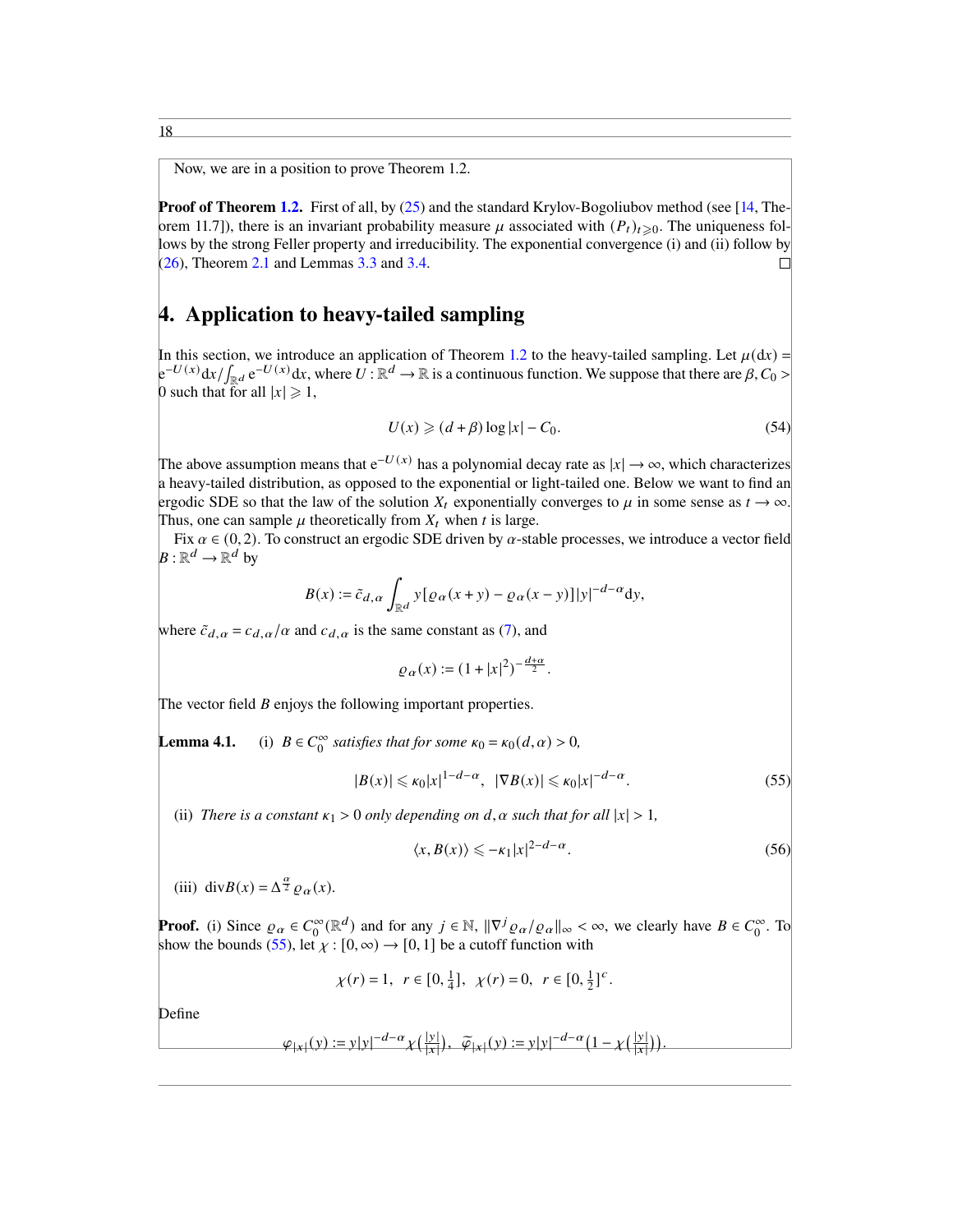Now, we are in a position to prove Theorem 1.2.

**Proof of Theorem 1.2.** First of all, by (25) and the standard Krylov-Bogoliubov method (see [14, Theorem 11.7]), there is an invariant probability measure $\mu$ associated with $(P_t)_{t\geqslant 0}$. The uniqueness follows by the strong Feller property and irreducibility. The exponential convergence (i) and (ii) follow by (26), Theorem 2.1 and Lemmas 3.3 and 3.4. □

## 4. Application to heavy-tailed sampling

In this section, we introduce an application of Theorem 1.2 to the heavy-tailed sampling. Let $\mu(\mathrm{d}x) = \mathrm{e}^{-U(x)}\mathrm{d}x/\int_{\mathbb{R}^d}\mathrm{e}^{-U(x)}\mathrm{d}x$, where $U:\mathbb{R}^d\to\mathbb{R}$ is a continuous function. We suppose that there are $\beta, C_0>0$ such that for all $|x|\geqslant 1$,

$$U(x)\geqslant (d+\beta)\log|x|-C_0. \tag{54}$$

The above assumption means that $\mathrm{e}^{-U(x)}$ has a polynomial decay rate as $|x|\to\infty$, which characterizes a heavy-tailed distribution, as opposed to the exponential or light-tailed one. Below we want to find an ergodic SDE so that the law of the solution $X_t$ exponentially converges to $\mu$ in some sense as $t\to\infty$. Thus, one can sample $\mu$ theoretically from $X_t$ when $t$ is large.

Fix $\alpha\in(0,2)$. To construct an ergodic SDE driven by $\alpha$-stable processes, we introduce a vector field $B:\mathbb{R}^d\to\mathbb{R}^d$ by

$$B(x) := \tilde{c}_{d,\alpha}\int_{\mathbb{R}^d} y\left[\varrho_\alpha(x+y)-\varrho_\alpha(x-y)\right]|y|^{-d-\alpha}\mathrm{d}y,$$

where $\tilde{c}_{d,\alpha}=c_{d,\alpha}/\alpha$ and $c_{d,\alpha}$ is the same constant as (7), and

$$\varrho_\alpha(x) := (1+|x|^2)^{-\frac{d+\alpha}{2}}.$$

The vector field $B$ enjoys the following important properties.

**Lemma 4.1.** (i) *$B\in C_0^\infty$ satisfies that for some $\kappa_0=\kappa_0(d,\alpha)>0$,*

$$|B(x)|\leqslant \kappa_0|x|^{1-d-\alpha},\quad |\nabla B(x)|\leqslant \kappa_0|x|^{-d-\alpha}. \tag{55}$$

(ii) *There is a constant $\kappa_1>0$ only depending on $d,\alpha$ such that for all $|x|>1$,*

$$\langle x, B(x)\rangle \leqslant -\kappa_1|x|^{2-d-\alpha}. \tag{56}$$

(iii) $\mathrm{div}B(x)=\Delta^{\frac{\alpha}{2}}\varrho_\alpha(x)$.

**Proof.** (i) Since $\varrho_\alpha\in C_0^\infty(\mathbb{R}^d)$ and for any $j\in\mathbb{N}$, $\|\nabla^j\varrho_\alpha/\varrho_\alpha\|_\infty<\infty$, we clearly have $B\in C_0^\infty$. To show the bounds (55), let $\chi:[0,\infty)\to[0,1]$ be a cutoff function with

$$\chi(r)=1,\quad r\in[0,\tfrac{1}{4}],\quad \chi(r)=0,\quad r\in[0,\tfrac{1}{2}]^c.$$

Define

$$\varphi_{|x|}(y):=y|y|^{-d-\alpha}\chi\left(\tfrac{|y|}{|x|}\right),\quad \widetilde{\varphi}_{|x|}(y):=y|y|^{-d-\alpha}\left(1-\chi\left(\tfrac{|y|}{|x|}\right)\right).$$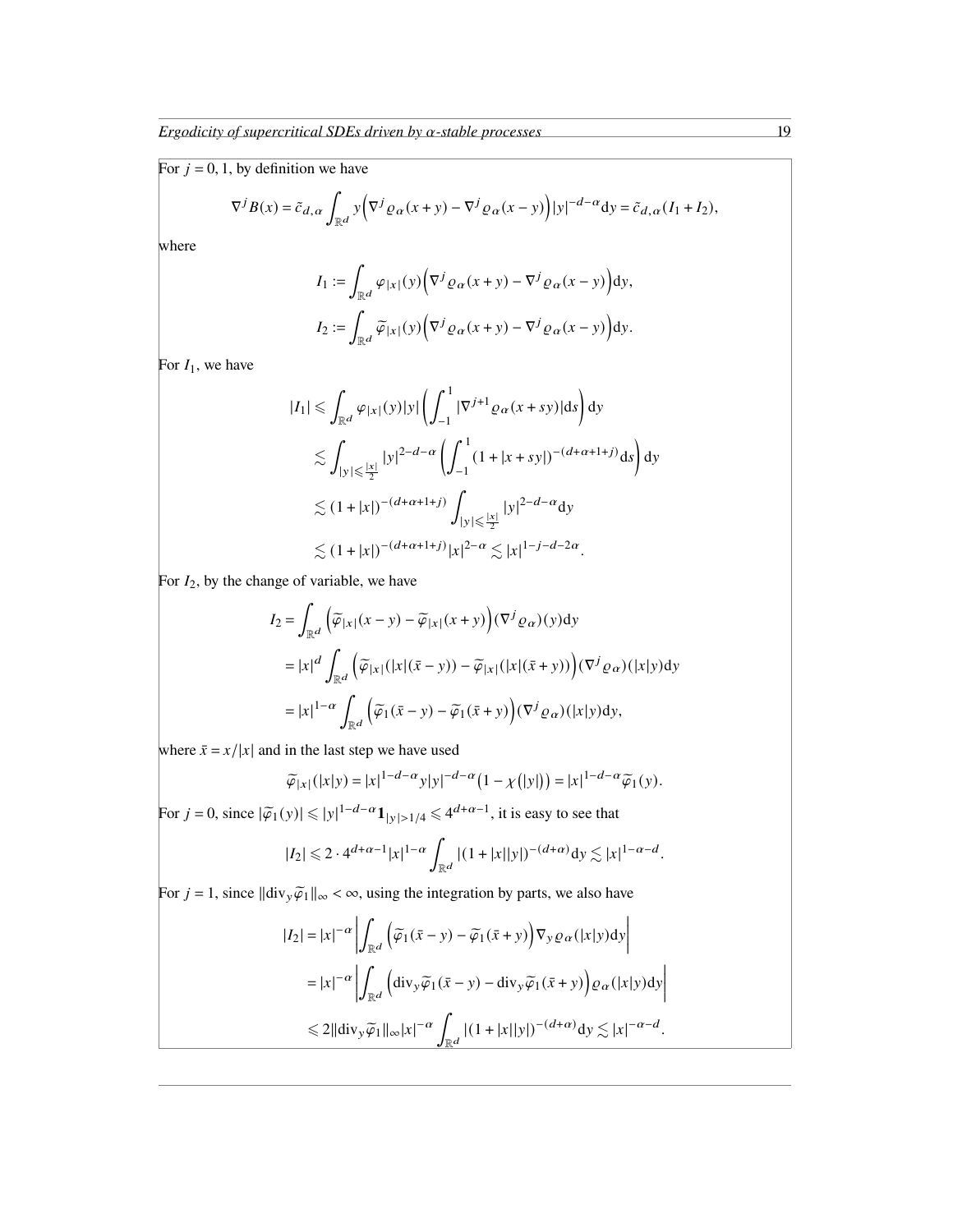For $j = 0, 1$, by definition we have

$$\nabla^j B(x) = \tilde{c}_{d,\alpha} \int_{\mathbb{R}^d} y\Big(\nabla^j \varrho_\alpha(x+y) - \nabla^j \varrho_\alpha(x-y)\Big)|y|^{-d-\alpha}\mathrm{d}y = \tilde{c}_{d,\alpha}(I_1 + I_2),$$

where

$$I_1 := \int_{\mathbb{R}^d} \varphi_{|x|}(y)\Big(\nabla^j \varrho_\alpha(x+y) - \nabla^j \varrho_\alpha(x-y)\Big)\mathrm{d}y,$$

$$I_2 := \int_{\mathbb{R}^d} \widetilde{\varphi}_{|x|}(y)\Big(\nabla^j \varrho_\alpha(x+y) - \nabla^j \varrho_\alpha(x-y)\Big)\mathrm{d}y.$$

For $I_1$, we have

$$\begin{aligned}
|I_1| &\leqslant \int_{\mathbb{R}^d} \varphi_{|x|}(y)|y|\left(\int_{-1}^{1} |\nabla^{j+1}\varrho_\alpha(x+sy)|\mathrm{d}s\right)\mathrm{d}y \\
&\lesssim \int_{|y|\leqslant \frac{|x|}{2}} |y|^{2-d-\alpha}\left(\int_{-1}^{1}(1+|x+sy|)^{-(d+\alpha+1+j)}\mathrm{d}s\right)\mathrm{d}y \\
&\lesssim (1+|x|)^{-(d+\alpha+1+j)}\int_{|y|\leqslant \frac{|x|}{2}} |y|^{2-d-\alpha}\mathrm{d}y \\
&\lesssim (1+|x|)^{-(d+\alpha+1+j)}|x|^{2-\alpha} \lesssim |x|^{1-j-d-2\alpha}.
\end{aligned}$$

For $I_2$, by the change of variable, we have

$$\begin{aligned}
I_2 &= \int_{\mathbb{R}^d}\Big(\widetilde{\varphi}_{|x|}(x-y) - \widetilde{\varphi}_{|x|}(x+y)\Big)(\nabla^j\varrho_\alpha)(y)\mathrm{d}y \\
&= |x|^d\int_{\mathbb{R}^d}\Big(\widetilde{\varphi}_{|x|}(|x|(\bar{x}-y)) - \widetilde{\varphi}_{|x|}(|x|(\bar{x}+y))\Big)(\nabla^j\varrho_\alpha)(|x|y)\mathrm{d}y \\
&= |x|^{1-\alpha}\int_{\mathbb{R}^d}\Big(\widetilde{\varphi}_1(\bar{x}-y) - \widetilde{\varphi}_1(\bar{x}+y)\Big)(\nabla^j\varrho_\alpha)(|x|y)\mathrm{d}y,
\end{aligned}$$

where $\bar{x} = x/|x|$ and in the last step we have used

$$\widetilde{\varphi}_{|x|}(|x|y) = |x|^{1-d-\alpha}y|y|^{-d-\alpha}\big(1-\chi(|y|)\big) = |x|^{1-d-\alpha}\widetilde{\varphi}_1(y).$$

For $j = 0$, since $|\widetilde{\varphi}_1(y)| \leqslant |y|^{1-d-\alpha}\mathbf{1}_{|y|>1/4} \leqslant 4^{d+\alpha-1}$, it is easy to see that

$$|I_2| \leqslant 2\cdot 4^{d+\alpha-1}|x|^{1-\alpha}\int_{\mathbb{R}^d}|(1+|x||y|)^{-(d+\alpha)}\mathrm{d}y \lesssim |x|^{1-\alpha-d}.$$

For $j = 1$, since $\|\mathrm{div}_y\widetilde{\varphi}_1\|_\infty < \infty$, using the integration by parts, we also have

$$\begin{aligned}
|I_2| &= |x|^{-\alpha}\left|\int_{\mathbb{R}^d}\Big(\widetilde{\varphi}_1(\bar{x}-y) - \widetilde{\varphi}_1(\bar{x}+y)\Big)\nabla_y\varrho_\alpha(|x|y)\mathrm{d}y\right| \\
&= |x|^{-\alpha}\left|\int_{\mathbb{R}^d}\Big(\mathrm{div}_y\widetilde{\varphi}_1(\bar{x}-y) - \mathrm{div}_y\widetilde{\varphi}_1(\bar{x}+y)\Big)\varrho_\alpha(|x|y)\mathrm{d}y\right| \\
&\leqslant 2\|\mathrm{div}_y\widetilde{\varphi}_1\|_\infty|x|^{-\alpha}\int_{\mathbb{R}^d}|(1+|x||y|)^{-(d+\alpha)}\mathrm{d}y \lesssim |x|^{-\alpha-d}.
\end{aligned}$$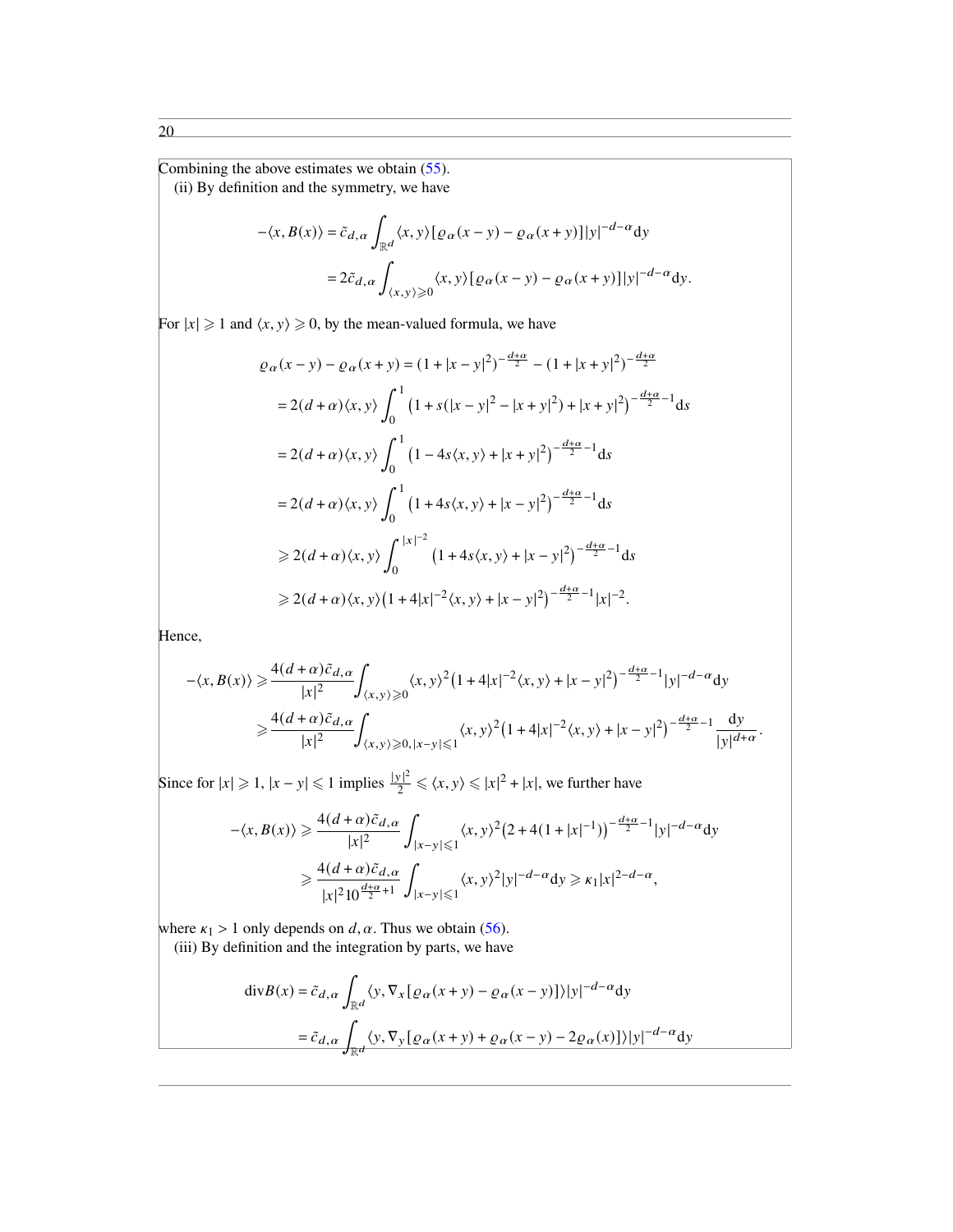Combining the above estimates we obtain (55).

(ii) By definition and the symmetry, we have

$$
\begin{aligned}
-\langle x, B(x)\rangle &= \tilde{c}_{d,\alpha}\int_{\mathbb{R}^d}\langle x, y\rangle[\varrho_\alpha(x-y)-\varrho_\alpha(x+y)]|y|^{-d-\alpha}\mathrm{d}y\\
&= 2\tilde{c}_{d,\alpha}\int_{\langle x, y\rangle\geqslant 0}\langle x, y\rangle[\varrho_\alpha(x-y)-\varrho_\alpha(x+y)]|y|^{-d-\alpha}\mathrm{d}y.
\end{aligned}
$$

For $|x|\geqslant 1$ and $\langle x, y\rangle\geqslant 0$, by the mean-valued formula, we have

$$
\begin{aligned}
&\varrho_\alpha(x-y)-\varrho_\alpha(x+y) = (1+|x-y|^2)^{-\frac{d+\alpha}{2}}-(1+|x+y|^2)^{-\frac{d+\alpha}{2}}\\
&= 2(d+\alpha)\langle x, y\rangle\int_0^1\big(1+s(|x-y|^2-|x+y|^2)+|x+y|^2\big)^{-\frac{d+\alpha}{2}-1}\mathrm{d}s\\
&= 2(d+\alpha)\langle x, y\rangle\int_0^1\big(1-4s\langle x, y\rangle+|x+y|^2\big)^{-\frac{d+\alpha}{2}-1}\mathrm{d}s\\
&= 2(d+\alpha)\langle x, y\rangle\int_0^1\big(1+4s\langle x, y\rangle+|x-y|^2\big)^{-\frac{d+\alpha}{2}-1}\mathrm{d}s\\
&\geqslant 2(d+\alpha)\langle x, y\rangle\int_0^{|x|^{-2}}\big(1+4s\langle x, y\rangle+|x-y|^2\big)^{-\frac{d+\alpha}{2}-1}\mathrm{d}s\\
&\geqslant 2(d+\alpha)\langle x, y\rangle\big(1+4|x|^{-2}\langle x, y\rangle+|x-y|^2\big)^{-\frac{d+\alpha}{2}-1}|x|^{-2}.
\end{aligned}
$$

Hence,

$$
\begin{aligned}
-\langle x, B(x)\rangle &\geqslant \frac{4(d+\alpha)\tilde{c}_{d,\alpha}}{|x|^2}\int_{\langle x, y\rangle\geqslant 0}\langle x, y\rangle^2\big(1+4|x|^{-2}\langle x, y\rangle+|x-y|^2\big)^{-\frac{d+\alpha}{2}-1}|y|^{-d-\alpha}\mathrm{d}y\\
&\geqslant \frac{4(d+\alpha)\tilde{c}_{d,\alpha}}{|x|^2}\int_{\langle x, y\rangle\geqslant 0, |x-y|\leqslant 1}\langle x, y\rangle^2\big(1+4|x|^{-2}\langle x, y\rangle+|x-y|^2\big)^{-\frac{d+\alpha}{2}-1}\frac{\mathrm{d}y}{|y|^{d+\alpha}}.
\end{aligned}
$$

Since for $|x|\geqslant 1$, $|x-y|\leqslant 1$ implies $\frac{|y|^2}{2}\leqslant\langle x, y\rangle\leqslant|x|^2+|x|$, we further have

$$
\begin{aligned}
-\langle x, B(x)\rangle &\geqslant \frac{4(d+\alpha)\tilde{c}_{d,\alpha}}{|x|^2}\int_{|x-y|\leqslant 1}\langle x, y\rangle^2\big(2+4(1+|x|^{-1})\big)^{-\frac{d+\alpha}{2}-1}|y|^{-d-\alpha}\mathrm{d}y\\
&\geqslant \frac{4(d+\alpha)\tilde{c}_{d,\alpha}}{|x|^2 10^{\frac{d+\alpha}{2}+1}}\int_{|x-y|\leqslant 1}\langle x, y\rangle^2|y|^{-d-\alpha}\mathrm{d}y\geqslant\kappa_1|x|^{2-d-\alpha},
\end{aligned}
$$

where $\kappa_1>1$ only depends on $d, \alpha$. Thus we obtain (56).

(iii) By definition and the integration by parts, we have

$$
\begin{aligned}
\mathrm{div}B(x) &= \tilde{c}_{d,\alpha}\int_{\mathbb{R}^d}\langle y, \nabla_x[\varrho_\alpha(x+y)-\varrho_\alpha(x-y)]\rangle|y|^{-d-\alpha}\mathrm{d}y\\
&= \tilde{c}_{d,\alpha}\int_{\mathbb{R}^d}\langle y, \nabla_y[\varrho_\alpha(x+y)+\varrho_\alpha(x-y)-2\varrho_\alpha(x)]\rangle|y|^{-d-\alpha}\mathrm{d}y
\end{aligned}
$$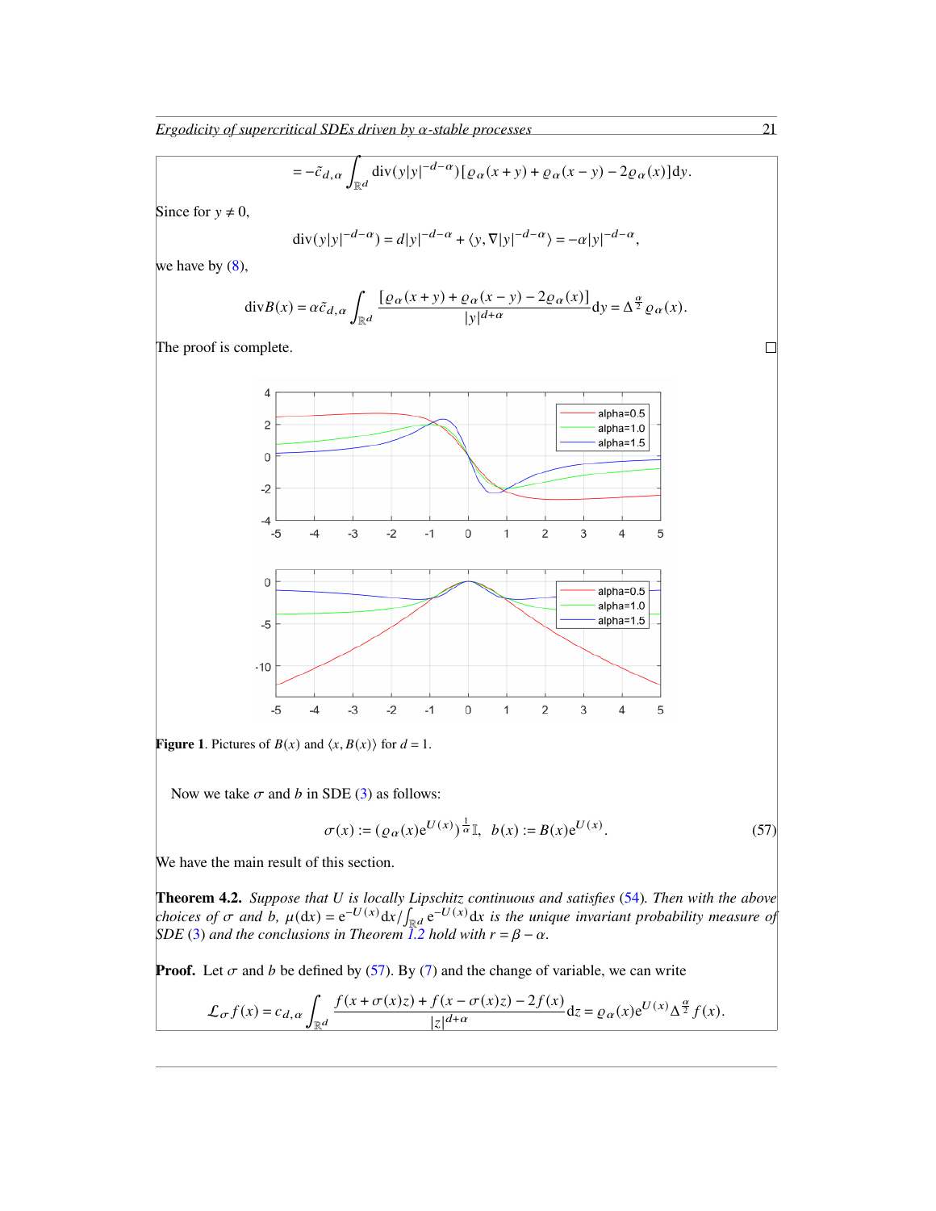$$= -\tilde{c}_{d,\alpha} \int_{\mathbb{R}^d} \mathrm{div}(y|y|^{-d-\alpha})[\varrho_\alpha(x+y) + \varrho_\alpha(x-y) - 2\varrho_\alpha(x)]\mathrm{d}y.$$

Since for $y \neq 0$,

$$\mathrm{div}(y|y|^{-d-\alpha}) = d|y|^{-d-\alpha} + \langle y, \nabla|y|^{-d-\alpha}\rangle = -\alpha|y|^{-d-\alpha},$$

we have by (8),

$$\mathrm{div}B(x) = \alpha\tilde{c}_{d,\alpha} \int_{\mathbb{R}^d} \frac{[\varrho_\alpha(x+y) + \varrho_\alpha(x-y) - 2\varrho_\alpha(x)]}{|y|^{d+\alpha}}\mathrm{d}y = \Delta^{\frac{\alpha}{2}}\varrho_\alpha(x).$$

The proof is complete. □

**Figure 1**. Pictures of $B(x)$ and $\langle x, B(x)\rangle$ for $d = 1$.

Now we take $\sigma$ and $b$ in SDE (3) as follows:

$$\sigma(x) := (\varrho_\alpha(x)\mathrm{e}^{U(x)})^{\frac{1}{\alpha}}\mathbb{I}, \quad b(x) := B(x)\mathrm{e}^{U(x)}. \tag{57}$$

We have the main result of this section.

**Theorem 4.2.** *Suppose that $U$ is locally Lipschitz continuous and satisfies (54). Then with the above choices of $\sigma$ and $b$, $\mu(\mathrm{d}x) = \mathrm{e}^{-U(x)}\mathrm{d}x / \int_{\mathbb{R}^d} \mathrm{e}^{-U(x)}\mathrm{d}x$ is the unique invariant probability measure of SDE (3) and the conclusions in Theorem 1.2 hold with $r = \beta - \alpha$.*

**Proof.** Let $\sigma$ and $b$ be defined by (57). By (7) and the change of variable, we can write

$$\mathscr{L}_\sigma f(x) = c_{d,\alpha} \int_{\mathbb{R}^d} \frac{f(x+\sigma(x)z) + f(x-\sigma(x)z) - 2f(x)}{|z|^{d+\alpha}}\mathrm{d}z = \varrho_\alpha(x)\mathrm{e}^{U(x)}\Delta^{\frac{\alpha}{2}}f(x).$$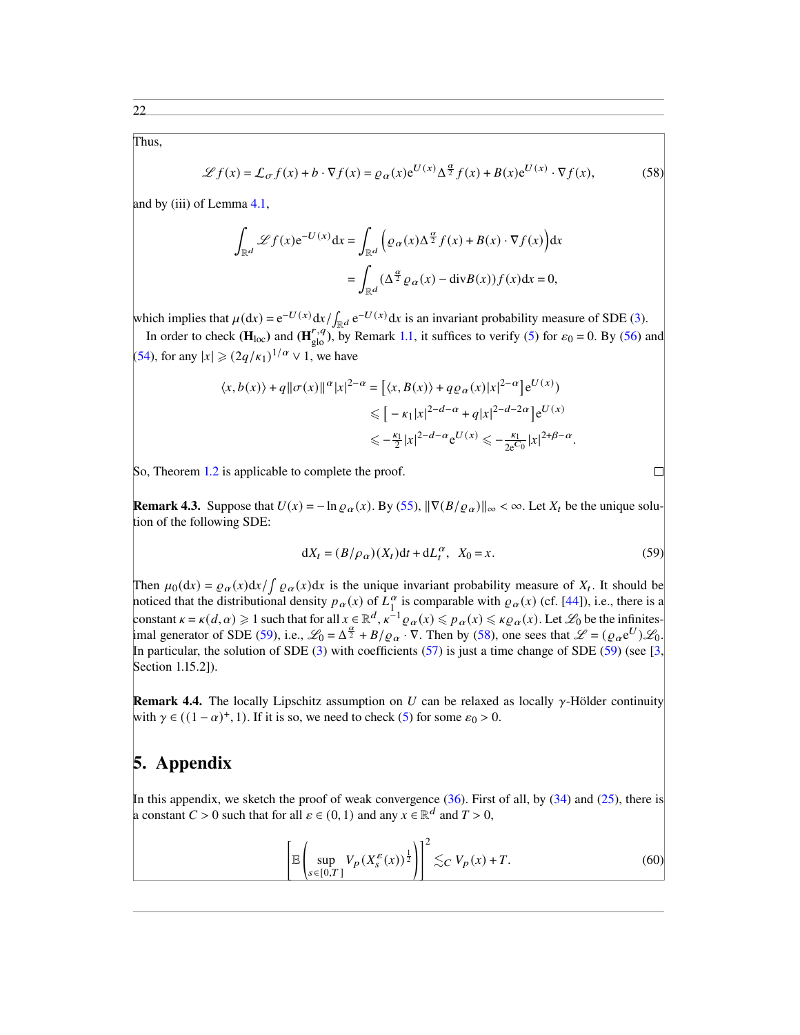Thus,

$$
\mathscr{L} f(x) = \mathcal{L}_\sigma f(x) + b \cdot \nabla f(x) = \varrho_\alpha(x) \mathrm{e}^{U(x)} \Delta^{\frac{\alpha}{2}} f(x) + B(x) \mathrm{e}^{U(x)} \cdot \nabla f(x), \tag{58}
$$

and by (iii) of Lemma 4.1,

$$
\begin{aligned}
\int_{\mathbb{R}^d} \mathscr{L} f(x) \mathrm{e}^{-U(x)} \mathrm{d}x &= \int_{\mathbb{R}^d} \Big( \varrho_\alpha(x) \Delta^{\frac{\alpha}{2}} f(x) + B(x) \cdot \nabla f(x) \Big) \mathrm{d}x \\
&= \int_{\mathbb{R}^d} (\Delta^{\frac{\alpha}{2}} \varrho_\alpha(x) - \mathrm{div} B(x)) f(x) \mathrm{d}x = 0,
\end{aligned}
$$

which implies that $\mu(\mathrm{d}x) = \mathrm{e}^{-U(x)} \mathrm{d}x / \int_{\mathbb{R}^d} \mathrm{e}^{-U(x)} \mathrm{d}x$ is an invariant probability measure of SDE (3).

In order to check $(\mathbf{H}_{\mathrm{loc}})$ and $(\mathbf{H}^{r,q}_{\mathrm{glo}})$, by Remark 1.1, it suffices to verify (5) for $\varepsilon_0 = 0$. By (56) and (54), for any $|x| \geqslant (2q/\kappa_1)^{1/\alpha} \vee 1$, we have

$$
\begin{aligned}
\langle x, b(x) \rangle + q \|\sigma(x)\|^\alpha |x|^{2-\alpha} &= \big[ \langle x, B(x) \rangle + q \varrho_\alpha(x) |x|^{2-\alpha} \big] \mathrm{e}^{U(x)} ) \\
&\leqslant \big[ -\kappa_1 |x|^{2-d-\alpha} + q |x|^{2-d-2\alpha} \big] \mathrm{e}^{U(x)} \\
&\leqslant -\tfrac{\kappa_1}{2} |x|^{2-d-\alpha} \mathrm{e}^{U(x)} \leqslant -\tfrac{\kappa_1}{2\mathrm{e}^{C_0}} |x|^{2+\beta-\alpha}.
\end{aligned}
$$

So, Theorem 1.2 is applicable to complete the proof. □

**Remark 4.3.** Suppose that $U(x) = -\ln \varrho_\alpha(x)$. By (55), $\|\nabla(B/\varrho_\alpha)\|_\infty < \infty$. Let $X_t$ be the unique solution of the following SDE:

$$
\mathrm{d}X_t = (B/\rho_\alpha)(X_t)\mathrm{d}t + \mathrm{d}L^\alpha_t, \quad X_0 = x. \tag{59}
$$

Then $\mu_0(\mathrm{d}x) = \varrho_\alpha(x)\mathrm{d}x / \int \varrho_\alpha(x)\mathrm{d}x$ is the unique invariant probability measure of $X_t$. It should be noticed that the distributional density $p_\alpha(x)$ of $L^\alpha_1$ is comparable with $\varrho_\alpha(x)$ (cf. [44]), i.e., there is a constant $\kappa = \kappa(d, \alpha) \geqslant 1$ such that for all $x \in \mathbb{R}^d$, $\kappa^{-1} \varrho_\alpha(x) \leqslant p_\alpha(x) \leqslant \kappa \varrho_\alpha(x)$. Let $\mathscr{L}_0$ be the infinitesimal generator of SDE (59), i.e., $\mathscr{L}_0 = \Delta^{\frac{\alpha}{2}} + B/\varrho_\alpha \cdot \nabla$. Then by (58), one sees that $\mathscr{L} = (\varrho_\alpha \mathrm{e}^U)\mathscr{L}_0$. In particular, the solution of SDE (3) with coefficients (57) is just a time change of SDE (59) (see [3, Section 1.15.2]).

**Remark 4.4.** The locally Lipschitz assumption on $U$ can be relaxed as locally $\gamma$-Hölder continuity with $\gamma \in ((1-\alpha)^+, 1)$. If it is so, we need to check (5) for some $\varepsilon_0 > 0$.

## 5. Appendix

In this appendix, we sketch the proof of weak convergence (36). First of all, by (34) and (25), there is a constant $C > 0$ such that for all $\varepsilon \in (0, 1)$ and any $x \in \mathbb{R}^d$ and $T > 0$,

$$
\left[ \mathbb{E} \left( \sup_{s \in [0,T]} V_p(X^\varepsilon_s(x))^{\frac{1}{2}} \right) \right]^2 \lesssim_C V_p(x) + T. \tag{60}
$$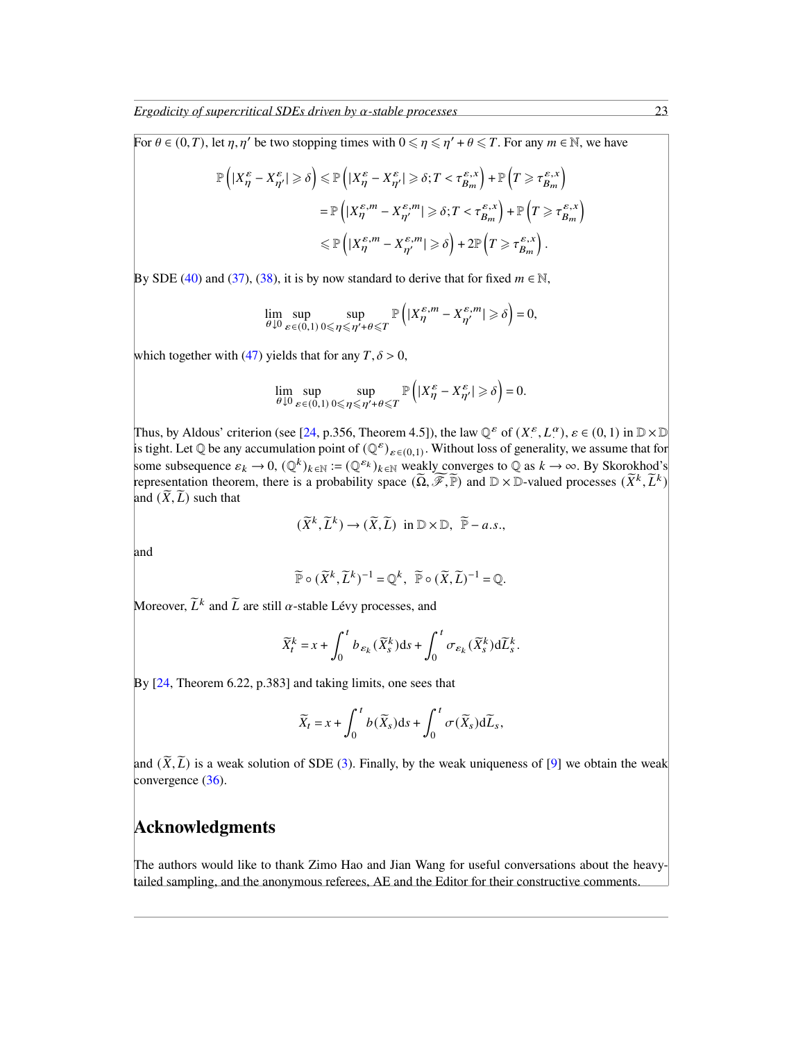For $\theta \in (0, T)$, let $\eta, \eta'$ be two stopping times with $0 \leqslant \eta \leqslant \eta' + \theta \leqslant T$. For any $m \in \mathbb{N}$, we have

$$
\begin{aligned}
\mathbb{P}\left(|X^\varepsilon_\eta - X^\varepsilon_{\eta'}| \geqslant \delta\right) &\leqslant \mathbb{P}\left(|X^\varepsilon_\eta - X^\varepsilon_{\eta'}| \geqslant \delta; T < \tau^{\varepsilon,x}_{B_m}\right) + \mathbb{P}\left(T \geqslant \tau^{\varepsilon,x}_{B_m}\right) \\
&= \mathbb{P}\left(|X^{\varepsilon,m}_\eta - X^{\varepsilon,m}_{\eta'}| \geqslant \delta; T < \tau^{\varepsilon,x}_{B_m}\right) + \mathbb{P}\left(T \geqslant \tau^{\varepsilon,x}_{B_m}\right) \\
&\leqslant \mathbb{P}\left(|X^{\varepsilon,m}_\eta - X^{\varepsilon,m}_{\eta'}| \geqslant \delta\right) + 2\mathbb{P}\left(T \geqslant \tau^{\varepsilon,x}_{B_m}\right).
\end{aligned}
$$

By SDE (40) and (37), (38), it is by now standard to derive that for fixed $m \in \mathbb{N}$,

$$
\lim_{\theta \downarrow 0} \sup_{\varepsilon \in (0,1)} \sup_{0 \leqslant \eta \leqslant \eta' + \theta \leqslant T} \mathbb{P}\left(|X^{\varepsilon,m}_\eta - X^{\varepsilon,m}_{\eta'}| \geqslant \delta\right) = 0,
$$

which together with (47) yields that for any $T, \delta > 0$,

$$
\lim_{\theta \downarrow 0} \sup_{\varepsilon \in (0,1)} \sup_{0 \leqslant \eta \leqslant \eta' + \theta \leqslant T} \mathbb{P}\left(|X^{\varepsilon}_\eta - X^{\varepsilon}_{\eta'}| \geqslant \delta\right) = 0.
$$

Thus, by Aldous' criterion (see [24, p.356, Theorem 4.5]), the law $\mathbb{Q}^\varepsilon$ of $(X^\varepsilon_\cdot, L^\alpha_\cdot)$, $\varepsilon \in (0,1)$ in $\mathbb{D} \times \mathbb{D}$ is tight. Let $\mathbb{Q}$ be any accumulation point of $(\mathbb{Q}^\varepsilon)_{\varepsilon \in (0,1)}$. Without loss of generality, we assume that for some subsequence $\varepsilon_k \to 0$, $(\mathbb{Q}^k)_{k \in \mathbb{N}} := (\mathbb{Q}^{\varepsilon_k})_{k \in \mathbb{N}}$ weakly converges to $\mathbb{Q}$ as $k \to \infty$. By Skorokhod's representation theorem, there is a probability space $(\widetilde{\Omega}, \widetilde{\mathscr{F}}, \widetilde{\mathbb{P}})$ and $\mathbb{D} \times \mathbb{D}$-valued processes $(\widetilde{X}^k, \widetilde{L}^k)$ and $(\widetilde{X}, \widetilde{L})$ such that

$$
(\widetilde{X}^k, \widetilde{L}^k) \to (\widetilde{X}, \widetilde{L}) \ \text{ in } \mathbb{D} \times \mathbb{D}, \ \ \widetilde{\mathbb{P}} - a.s.,
$$

and

$$
\widetilde{\mathbb{P}} \circ (\widetilde{X}^k, \widetilde{L}^k)^{-1} = \mathbb{Q}^k, \ \ \widetilde{\mathbb{P}} \circ (\widetilde{X}, \widetilde{L})^{-1} = \mathbb{Q}.
$$

Moreover, $\widetilde{L}^k$ and $\widetilde{L}$ are still $\alpha$-stable Lévy processes, and

$$
\widetilde{X}^k_t = x + \int_0^t b_{\varepsilon_k}(\widetilde{X}^k_s)\mathrm{d}s + \int_0^t \sigma_{\varepsilon_k}(\widetilde{X}^k_s)\mathrm{d}\widetilde{L}^k_s.
$$

By [24, Theorem 6.22, p.383] and taking limits, one sees that

$$
\widetilde{X}_t = x + \int_0^t b(\widetilde{X}_s)\mathrm{d}s + \int_0^t \sigma(\widetilde{X}_s)\mathrm{d}\widetilde{L}_s,
$$

and $(\widetilde{X}, \widetilde{L})$ is a weak solution of SDE (3). Finally, by the weak uniqueness of [9] we obtain the weak convergence (36).

## Acknowledgments

The authors would like to thank Zimo Hao and Jian Wang for useful conversations about the heavy-tailed sampling, and the anonymous referees, AE and the Editor for their constructive comments.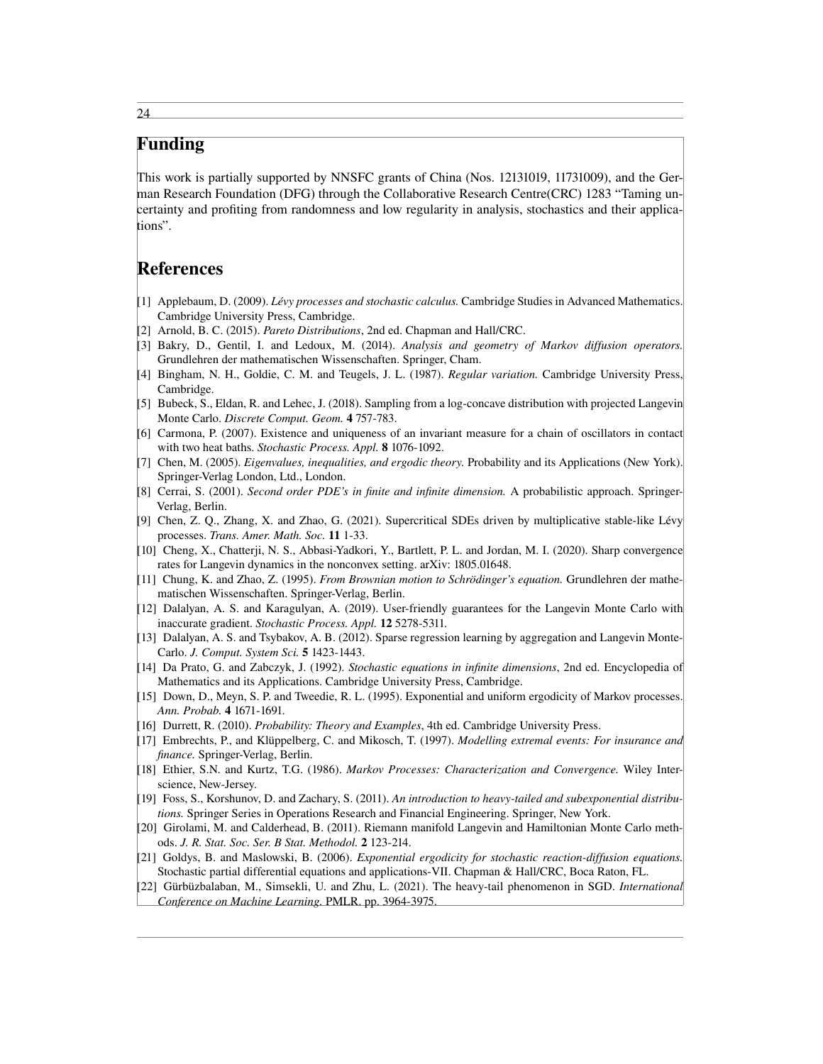## Funding

This work is partially supported by NNSFC grants of China (Nos. 12131019, 11731009), and the German Research Foundation (DFG) through the Collaborative Research Centre(CRC) 1283 "Taming uncertainty and profiting from randomness and low regularity in analysis, stochastics and their applications".

## References

[1] Applebaum, D. (2009). *Lévy processes and stochastic calculus.* Cambridge Studies in Advanced Mathematics. Cambridge University Press, Cambridge.

[2] Arnold, B. C. (2015). *Pareto Distributions*, 2nd ed. Chapman and Hall/CRC.

[3] Bakry, D., Gentil, I. and Ledoux, M. (2014). *Analysis and geometry of Markov diffusion operators.* Grundlehren der mathematischen Wissenschaften. Springer, Cham.

[4] Bingham, N. H., Goldie, C. M. and Teugels, J. L. (1987). *Regular variation.* Cambridge University Press, Cambridge.

[5] Bubeck, S., Eldan, R. and Lehec, J. (2018). Sampling from a log-concave distribution with projected Langevin Monte Carlo. *Discrete Comput. Geom.* **4** 757-783.

[6] Carmona, P. (2007). Existence and uniqueness of an invariant measure for a chain of oscillators in contact with two heat baths. *Stochastic Process. Appl.* **8** 1076-1092.

[7] Chen, M. (2005). *Eigenvalues, inequalities, and ergodic theory.* Probability and its Applications (New York). Springer-Verlag London, Ltd., London.

[8] Cerrai, S. (2001). *Second order PDE's in finite and infinite dimension.* A probabilistic approach. Springer-Verlag, Berlin.

[9] Chen, Z. Q., Zhang, X. and Zhao, G. (2021). Supercritical SDEs driven by multiplicative stable-like Lévy processes. *Trans. Amer. Math. Soc.* **11** 1-33.

[10] Cheng, X., Chatterji, N. S., Abbasi-Yadkori, Y., Bartlett, P. L. and Jordan, M. I. (2020). Sharp convergence rates for Langevin dynamics in the nonconvex setting. arXiv: 1805.01648.

[11] Chung, K. and Zhao, Z. (1995). *From Brownian motion to Schrödinger's equation.* Grundlehren der mathematischen Wissenschaften. Springer-Verlag, Berlin.

[12] Dalalyan, A. S. and Karagulyan, A. (2019). User-friendly guarantees for the Langevin Monte Carlo with inaccurate gradient. *Stochastic Process. Appl.* **12** 5278-5311.

[13] Dalalyan, A. S. and Tsybakov, A. B. (2012). Sparse regression learning by aggregation and Langevin Monte-Carlo. *J. Comput. System Sci.* **5** 1423-1443.

[14] Da Prato, G. and Zabczyk, J. (1992). *Stochastic equations in infinite dimensions*, 2nd ed. Encyclopedia of Mathematics and its Applications. Cambridge University Press, Cambridge.

[15] Down, D., Meyn, S. P. and Tweedie, R. L. (1995). Exponential and uniform ergodicity of Markov processes. *Ann. Probab.* **4** 1671-1691.

[16] Durrett, R. (2010). *Probability: Theory and Examples*, 4th ed. Cambridge University Press.

[17] Embrechts, P., and Klüppelberg, C. and Mikosch, T. (1997). *Modelling extremal events: For insurance and finance.* Springer-Verlag, Berlin.

[18] Ethier, S.N. and Kurtz, T.G. (1986). *Markov Processes: Characterization and Convergence.* Wiley Interscience, New-Jersey.

[19] Foss, S., Korshunov, D. and Zachary, S. (2011). *An introduction to heavy-tailed and subexponential distributions.* Springer Series in Operations Research and Financial Engineering. Springer, New York.

[20] Girolami, M. and Calderhead, B. (2011). Riemann manifold Langevin and Hamiltonian Monte Carlo methods. *J. R. Stat. Soc. Ser. B Stat. Methodol.* **2** 123-214.

[21] Goldys, B. and Maslowski, B. (2006). *Exponential ergodicity for stochastic reaction-diffusion equations.* Stochastic partial differential equations and applications-VII. Chapman & Hall/CRC, Boca Raton, FL.

[22] Gürbüzbalaban, M., Simsekli, U. and Zhu, L. (2021). The heavy-tail phenomenon in SGD. *International Conference on Machine Learning.* PMLR. pp. 3964-3975.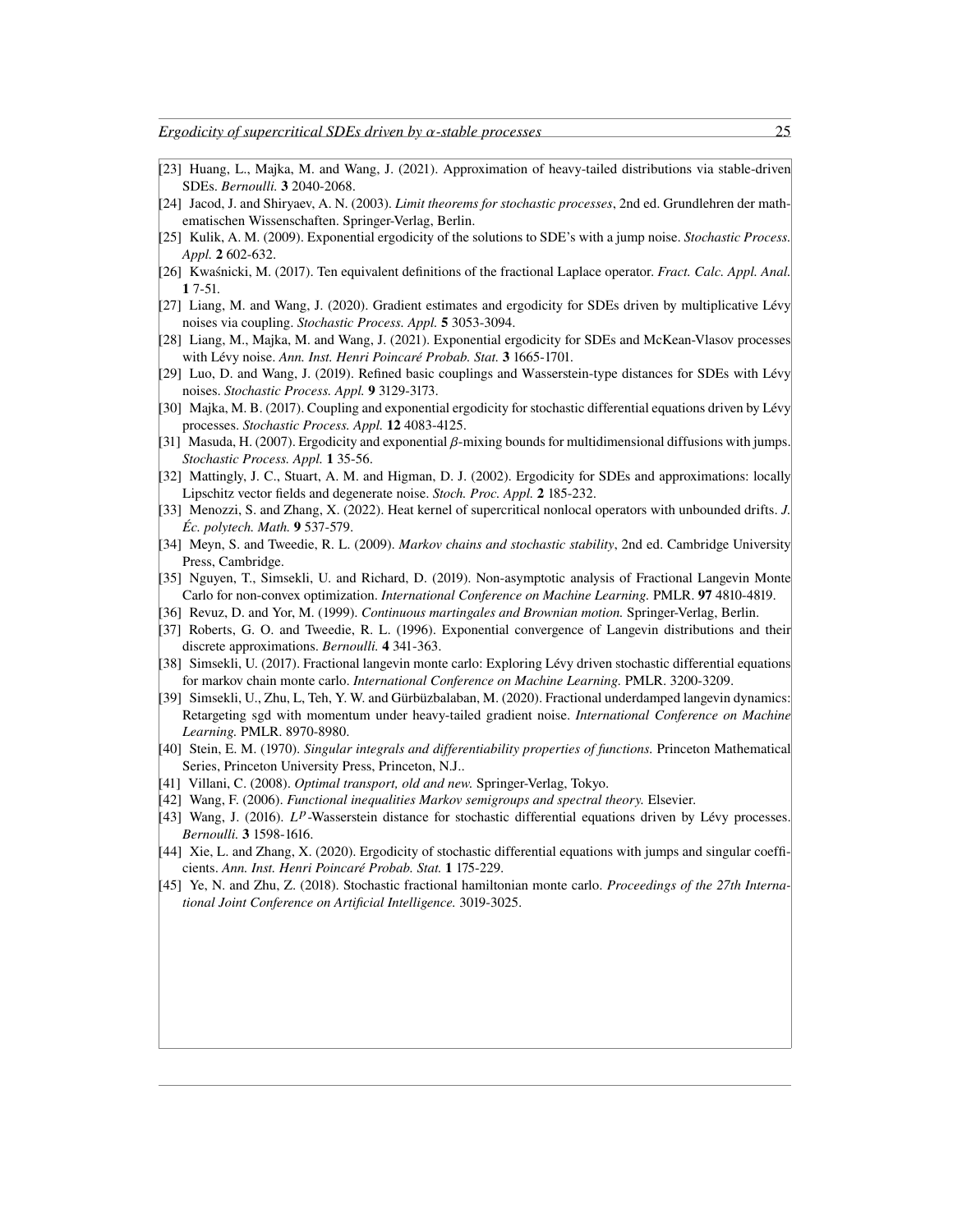[23] Huang, L., Majka, M. and Wang, J. (2021). Approximation of heavy-tailed distributions via stable-driven SDEs. *Bernoulli.* **3** 2040-2068.

[24] Jacod, J. and Shiryaev, A. N. (2003). *Limit theorems for stochastic processes*, 2nd ed. Grundlehren der mathematischen Wissenschaften. Springer-Verlag, Berlin.

[25] Kulik, A. M. (2009). Exponential ergodicity of the solutions to SDE's with a jump noise. *Stochastic Process. Appl.* **2** 602-632.

[26] Kwaśnicki, M. (2017). Ten equivalent definitions of the fractional Laplace operator. *Fract. Calc. Appl. Anal.* **1** 7-51.

[27] Liang, M. and Wang, J. (2020). Gradient estimates and ergodicity for SDEs driven by multiplicative Lévy noises via coupling. *Stochastic Process. Appl.* **5** 3053-3094.

[28] Liang, M., Majka, M. and Wang, J. (2021). Exponential ergodicity for SDEs and McKean-Vlasov processes with Lévy noise. *Ann. Inst. Henri Poincaré Probab. Stat.* **3** 1665-1701.

[29] Luo, D. and Wang, J. (2019). Refined basic couplings and Wasserstein-type distances for SDEs with Lévy noises. *Stochastic Process. Appl.* **9** 3129-3173.

[30] Majka, M. B. (2017). Coupling and exponential ergodicity for stochastic differential equations driven by Lévy processes. *Stochastic Process. Appl.* **12** 4083-4125.

[31] Masuda, H. (2007). Ergodicity and exponential $\beta$-mixing bounds for multidimensional diffusions with jumps. *Stochastic Process. Appl.* **1** 35-56.

[32] Mattingly, J. C., Stuart, A. M. and Higman, D. J. (2002). Ergodicity for SDEs and approximations: locally Lipschitz vector fields and degenerate noise. *Stoch. Proc. Appl.* **2** 185-232.

[33] Menozzi, S. and Zhang, X. (2022). Heat kernel of supercritical nonlocal operators with unbounded drifts. *J. Éc. polytech. Math.* **9** 537-579.

[34] Meyn, S. and Tweedie, R. L. (2009). *Markov chains and stochastic stability*, 2nd ed. Cambridge University Press, Cambridge.

[35] Nguyen, T., Simsekli, U. and Richard, D. (2019). Non-asymptotic analysis of Fractional Langevin Monte Carlo for non-convex optimization. *International Conference on Machine Learning.* PMLR. **97** 4810-4819.

[36] Revuz, D. and Yor, M. (1999). *Continuous martingales and Brownian motion.* Springer-Verlag, Berlin.

[37] Roberts, G. O. and Tweedie, R. L. (1996). Exponential convergence of Langevin distributions and their discrete approximations. *Bernoulli.* **4** 341-363.

[38] Simsekli, U. (2017). Fractional langevin monte carlo: Exploring Lévy driven stochastic differential equations for markov chain monte carlo. *International Conference on Machine Learning.* PMLR. 3200-3209.

[39] Simsekli, U., Zhu, L, Teh, Y. W. and Gürbüzbalaban, M. (2020). Fractional underdamped langevin dynamics: Retargeting sgd with momentum under heavy-tailed gradient noise. *International Conference on Machine Learning.* PMLR. 8970-8980.

[40] Stein, E. M. (1970). *Singular integrals and differentiability properties of functions.* Princeton Mathematical Series, Princeton University Press, Princeton, N.J..

[41] Villani, C. (2008). *Optimal transport, old and new.* Springer-Verlag, Tokyo.

[42] Wang, F. (2006). *Functional inequalities Markov semigroups and spectral theory.* Elsevier.

[43] Wang, J. (2016). $L^p$-Wasserstein distance for stochastic differential equations driven by Lévy processes. *Bernoulli.* **3** 1598-1616.

[44] Xie, L. and Zhang, X. (2020). Ergodicity of stochastic differential equations with jumps and singular coefficients. *Ann. Inst. Henri Poincaré Probab. Stat.* **1** 175-229.

[45] Ye, N. and Zhu, Z. (2018). Stochastic fractional hamiltonian monte carlo. *Proceedings of the 27th International Joint Conference on Artificial Intelligence.* 3019-3025.